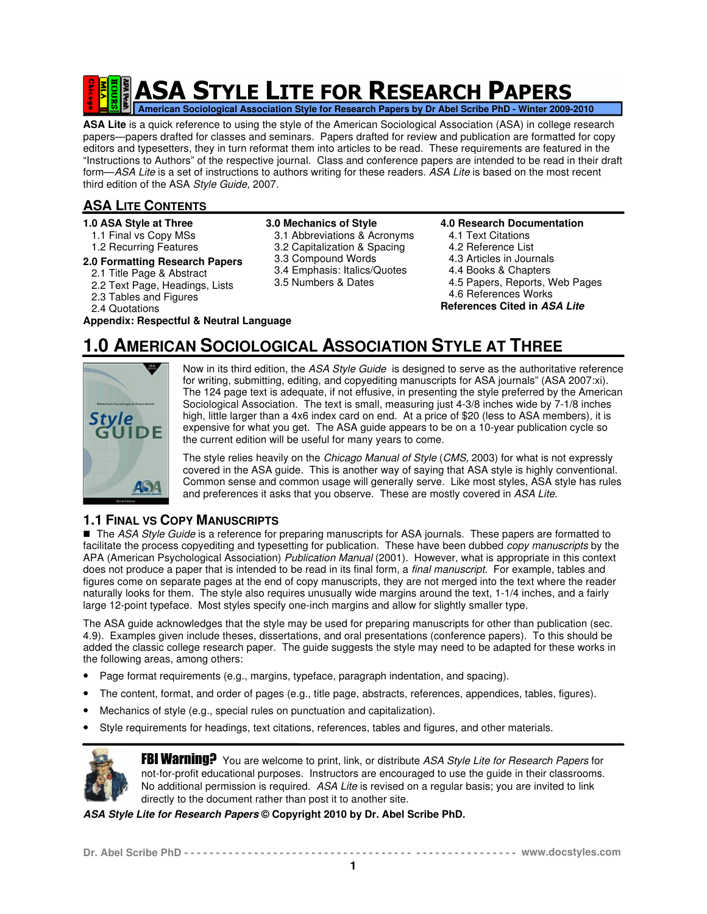# ASA Style Lite for Research Papers

**American Sociological Association Style for Research Papers by Dr Abel Scribe PhD - Winter 2009-2010**

**ASA Lite** is a quick reference to using the style of the American Sociological Association (ASA) in college research papers—papers drafted for classes and seminars. Papers drafted for review and publication are formatted for copy editors and typesetters, they in turn reformat them into articles to be read. These requirements are featured in the "Instructions to Authors" of the respective journal. Class and conference papers are intended to be read in their draft form—*ASA Lite* is a set of instructions to authors writing for these readers. *ASA Lite* is based on the most recent third edition of the ASA *Style Guide,* 2007.

## ASA Lite Contents

**1.0 ASA Style at Three**
- 1.1 Final vs Copy MSs
- 1.2 Recurring Features

**2.0 Formatting Research Papers**
- 2.1 Title Page & Abstract
- 2.2 Text Page, Headings, Lists
- 2.3 Tables and Figures
- 2.4 Quotations

**Appendix: Respectful & Neutral Language**

**3.0 Mechanics of Style**
- 3.1 Abbreviations & Acronyms
- 3.2 Capitalization & Spacing
- 3.3 Compound Words
- 3.4 Emphasis: Italics/Quotes
- 3.5 Numbers & Dates

**4.0 Research Documentation**
- 4.1 Text Citations
- 4.2 Reference List
- 4.3 Articles in Journals
- 4.4 Books & Chapters
- 4.5 Papers, Reports, Web Pages
- 4.6 References Works

**References Cited in *ASA Lite***

## 1.0 American Sociological Association Style at Three

Now in its third edition, the *ASA Style Guide* is designed to serve as the authoritative reference for writing, submitting, editing, and copyediting manuscripts for ASA journals" (ASA 2007:xi). The 124 page text is adequate, if not effusive, in presenting the style preferred by the American Sociological Association. The text is small, measuring just 4-3/8 inches wide by 7-1/8 inches high, little larger than a 4x6 index card on end. At a price of $20 (less to ASA members), it is expensive for what you get. The ASA guide appears to be on a 10-year publication cycle so the current edition will be useful for many years to come.

The style relies heavily on the *Chicago Manual of Style* (*CMS,* 2003) for what is not expressly covered in the ASA guide. This is another way of saying that ASA style is highly conventional. Common sense and common usage will generally serve. Like most styles, ASA style has rules and preferences it asks that you observe. These are mostly covered in *ASA Lite*.

### 1.1 Final vs Copy Manuscripts

■ The *ASA Style Guide* is a reference for preparing manuscripts for ASA journals. These papers are formatted to facilitate the process copyediting and typesetting for publication. These have been dubbed *copy manuscripts* by the APA (American Psychological Association) *Publication Manual* (2001). However, what is appropriate in this context does not produce a paper that is intended to be read in its final form, a *final manuscript*. For example, tables and figures come on separate pages at the end of copy manuscripts, they are not merged into the text where the reader naturally looks for them. The style also requires unusually wide margins around the text, 1-1/4 inches, and a fairly large 12-point typeface. Most styles specify one-inch margins and allow for slightly smaller type.

The ASA guide acknowledges that the style may be used for preparing manuscripts for other than publication (sec. 4.9). Examples given include theses, dissertations, and oral presentations (conference papers). To this should be added the classic college research paper. The guide suggests the style may need to be adapted for these works in the following areas, among others:

- Page format requirements (e.g., margins, typeface, paragraph indentation, and spacing).
- The content, format, and order of pages (e.g., title page, abstracts, references, appendices, tables, figures).
- Mechanics of style (e.g., special rules on punctuation and capitalization).
- Style requirements for headings, text citations, references, tables and figures, and other materials.

**FBI Warning?** You are welcome to print, link, or distribute *ASA Style Lite for Research Papers* for not-for-profit educational purposes. Instructors are encouraged to use the guide in their classrooms. No additional permission is required. *ASA Lite* is revised on a regular basis; you are invited to link directly to the document rather than post it to another site.

***ASA Style Lite for Research Papers* © Copyright 2010 by Dr. Abel Scribe PhD.**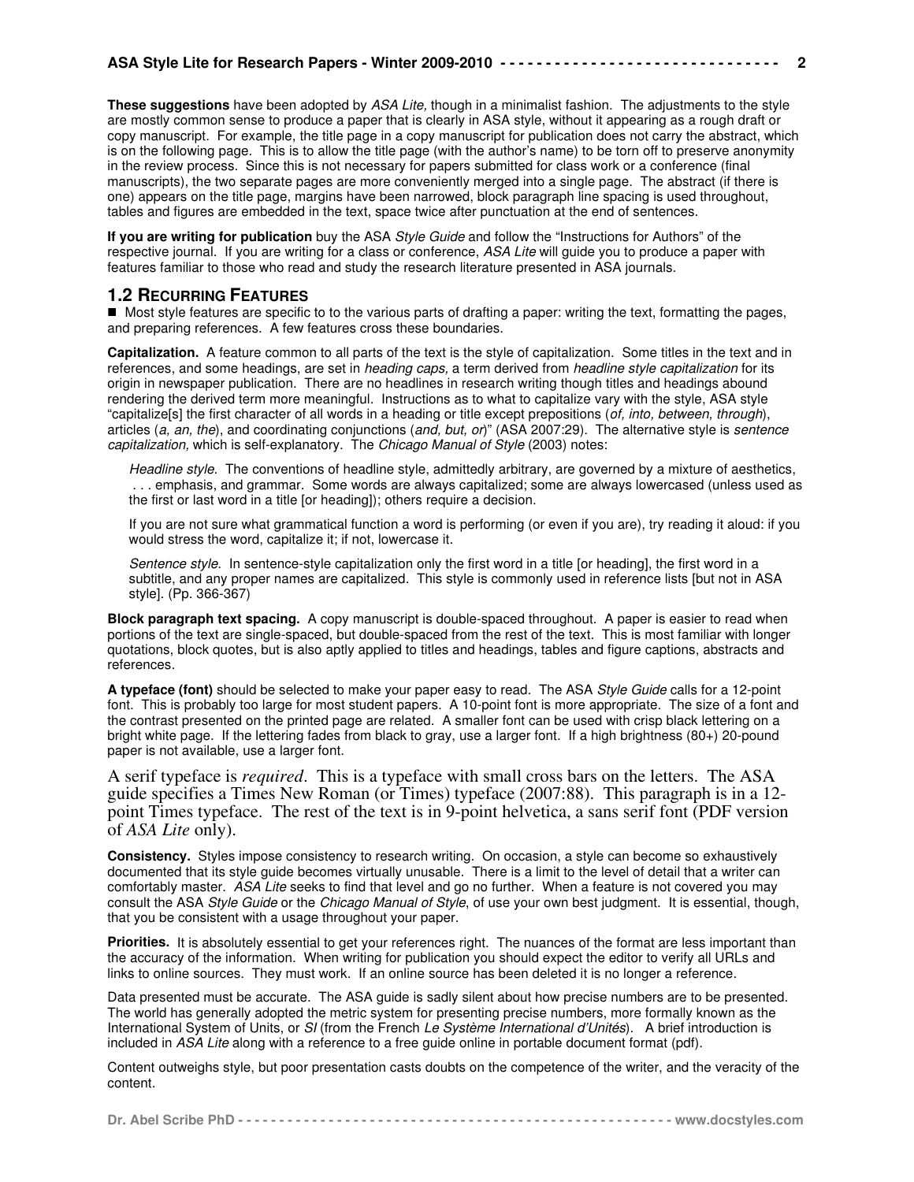**These suggestions** have been adopted by *ASA Lite,* though in a minimalist fashion. The adjustments to the style are mostly common sense to produce a paper that is clearly in ASA style, without it appearing as a rough draft or copy manuscript. For example, the title page in a copy manuscript for publication does not carry the abstract, which is on the following page. This is to allow the title page (with the author's name) to be torn off to preserve anonymity in the review process. Since this is not necessary for papers submitted for class work or a conference (final manuscripts), the two separate pages are more conveniently merged into a single page. The abstract (if there is one) appears on the title page, margins have been narrowed, block paragraph line spacing is used throughout, tables and figures are embedded in the text, space twice after punctuation at the end of sentences.

**If you are writing for publication** buy the ASA *Style Guide* and follow the "Instructions for Authors" of the respective journal. If you are writing for a class or conference, *ASA Lite* will guide you to produce a paper with features familiar to those who read and study the research literature presented in ASA journals.

## 1.2 Recurring Features

■ Most style features are specific to to the various parts of drafting a paper: writing the text, formatting the pages, and preparing references. A few features cross these boundaries.

**Capitalization.** A feature common to all parts of the text is the style of capitalization. Some titles in the text and in references, and some headings, are set in *heading caps,* a term derived from *headline style capitalization* for its origin in newspaper publication. There are no headlines in research writing though titles and headings abound rendering the derived term more meaningful. Instructions as to what to capitalize vary with the style, ASA style "capitalize[s] the first character of all words in a heading or title except prepositions (*of, into, between, through*), articles (*a, an, the*), and coordinating conjunctions (*and, but, or*)" (ASA 2007:29). The alternative style is *sentence capitalization,* which is self-explanatory. The *Chicago Manual of Style* (2003) notes:

> *Headline style.* The conventions of headline style, admittedly arbitrary, are governed by a mixture of aesthetics, . . . emphasis, and grammar. Some words are always capitalized; some are always lowercased (unless used as the first or last word in a title [or heading]); others require a decision.
>
> If you are not sure what grammatical function a word is performing (or even if you are), try reading it aloud: if you would stress the word, capitalize it; if not, lowercase it.
>
> *Sentence style.* In sentence-style capitalization only the first word in a title [or heading], the first word in a subtitle, and any proper names are capitalized. This style is commonly used in reference lists [but not in ASA style]. (Pp. 366-367)

**Block paragraph text spacing.** A copy manuscript is double-spaced throughout. A paper is easier to read when portions of the text are single-spaced, but double-spaced from the rest of the text. This is most familiar with longer quotations, block quotes, but is also aptly applied to titles and headings, tables and figure captions, abstracts and references.

**A typeface (font)** should be selected to make your paper easy to read. The ASA *Style Guide* calls for a 12-point font. This is probably too large for most student papers. A 10-point font is more appropriate. The size of a font and the contrast presented on the printed page are related. A smaller font can be used with crisp black lettering on a bright white page. If the lettering fades from black to gray, use a larger font. If a high brightness (80+) 20-pound paper is not available, use a larger font.

A serif typeface is *required*. This is a typeface with small cross bars on the letters. The ASA guide specifies a Times New Roman (or Times) typeface (2007:88). This paragraph is in a 12-point Times typeface. The rest of the text is in 9-point helvetica, a sans serif font (PDF version of *ASA Lite* only).

**Consistency.** Styles impose consistency to research writing. On occasion, a style can become so exhaustively documented that its style guide becomes virtually unusable. There is a limit to the level of detail that a writer can comfortably master. *ASA Lite* seeks to find that level and go no further. When a feature is not covered you may consult the ASA *Style Guide* or the *Chicago Manual of Style*, of use your own best judgment. It is essential, though, that you be consistent with a usage throughout your paper.

**Priorities.** It is absolutely essential to get your references right. The nuances of the format are less important than the accuracy of the information. When writing for publication you should expect the editor to verify all URLs and links to online sources. They must work. If an online source has been deleted it is no longer a reference.

Data presented must be accurate. The ASA guide is sadly silent about how precise numbers are to be presented. The world has generally adopted the metric system for presenting precise numbers, more formally known as the International System of Units, or *SI* (from the French *Le Système International d'Unités*). A brief introduction is included in *ASA Lite* along with a reference to a free guide online in portable document format (pdf).

Content outweighs style, but poor presentation casts doubts on the competence of the writer, and the veracity of the content.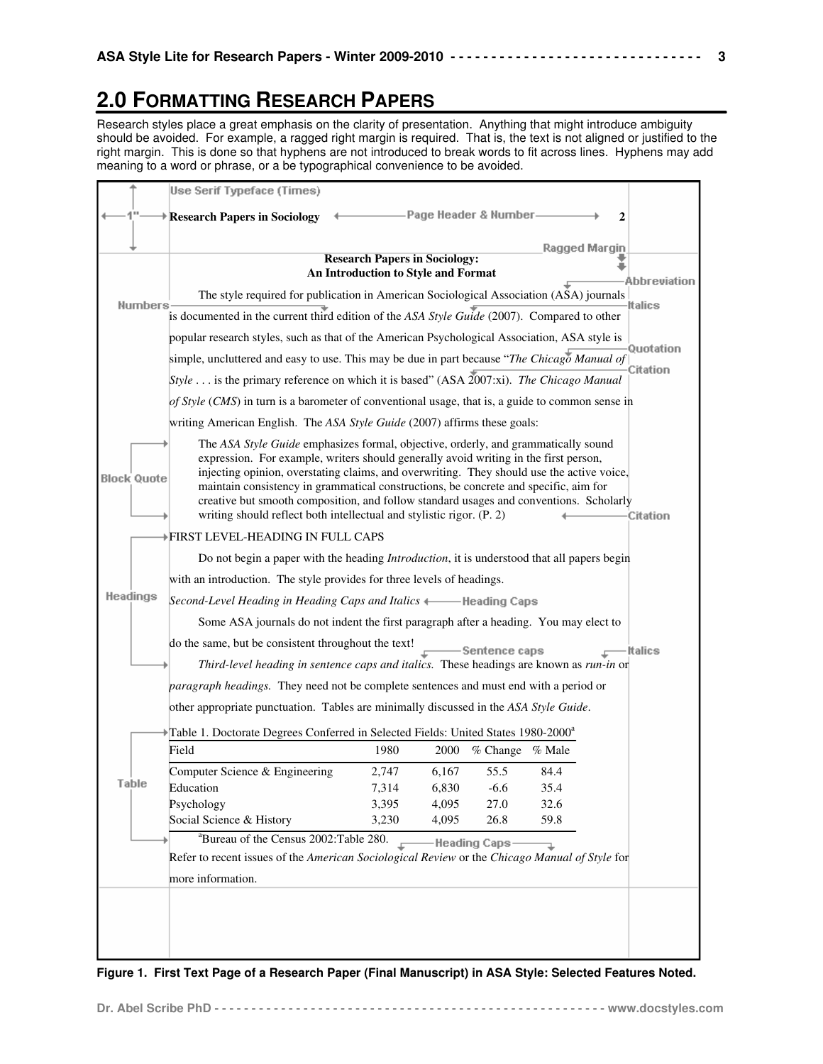# 2.0 FORMATTING RESEARCH PAPERS

Research styles place a great emphasis on the clarity of presentation. Anything that might introduce ambiguity should be avoided. For example, a ragged right margin is required. That is, the text is not aligned or justified to the right margin. This is done so that hyphens are not introduced to break words to fit across lines. Hyphens may add meaning to a word or phrase, or a be typographical convenience to be avoided.

Use Serif Typeface (Times)

1" — **Research Papers in Sociology** ← Page Header & Number → **2**

Ragged Margin

**Research Papers in Sociology:**
**An Introduction to Style and Format**

Abbreviation

Numbers — Italics

The style required for publication in American Sociological Association (ASA) journals is documented in the current third edition of the *ASA Style Guide* (2007). Compared to other popular research styles, such as that of the American Psychological Association, ASA style is simple, uncluttered and easy to use. This may be due in part because "*The Chicago Manual of Style* . . . is the primary reference on which it is based" (ASA 2007:xi). *The Chicago Manual of Style* (*CMS*) in turn is a barometer of conventional usage, that is, a guide to common sense in writing American English. The *ASA Style Guide* (2007) affirms these goals:

Quotation — Citation

Block Quote

> The *ASA Style Guide* emphasizes formal, objective, orderly, and grammatically sound expression. For example, writers should generally avoid writing in the first person, injecting opinion, overstating claims, and overwriting. They should use the active voice, maintain consistency in grammatical constructions, be concrete and specific, aim for creative but smooth composition, and follow standard usages and conventions. Scholarly writing should reflect both intellectual and stylistic rigor. (P. 2)

Citation

Headings

FIRST LEVEL-HEADING IN FULL CAPS

Do not begin a paper with the heading *Introduction*, it is understood that all papers begin with an introduction. The style provides for three levels of headings.

*Second-Level Heading in Heading Caps and Italics* ← Heading Caps

Some ASA journals do not indent the first paragraph after a heading. You may elect to do the same, but be consistent throughout the text!

Sentence caps — Italics

*Third-level heading in sentence caps and italics.* These headings are known as *run-in* or *paragraph headings.* They need not be complete sentences and must end with a period or other appropriate punctuation. Tables are minimally discussed in the *ASA Style Guide*.

Table

Table 1. Doctorate Degrees Conferred in Selected Fields: United States 1980-2000[a]

| Field | 1980 | 2000 | % Change | % Male |
|---|---|---|---|---|
| Computer Science & Engineering | 2,747 | 6,167 | 55.5 | 84.4 |
| Education | 7,314 | 6,830 | -6.6 | 35.4 |
| Psychology | 3,395 | 4,095 | 27.0 | 32.6 |
| Social Science & History | 3,230 | 4,095 | 26.8 | 59.8 |

[a]Bureau of the Census 2002:Table 280. ← Heading Caps

Refer to recent issues of the *American Sociological Review* or the *Chicago Manual of Style* for more information.

**Figure 1. First Text Page of a Research Paper (Final Manuscript) in ASA Style: Selected Features Noted.**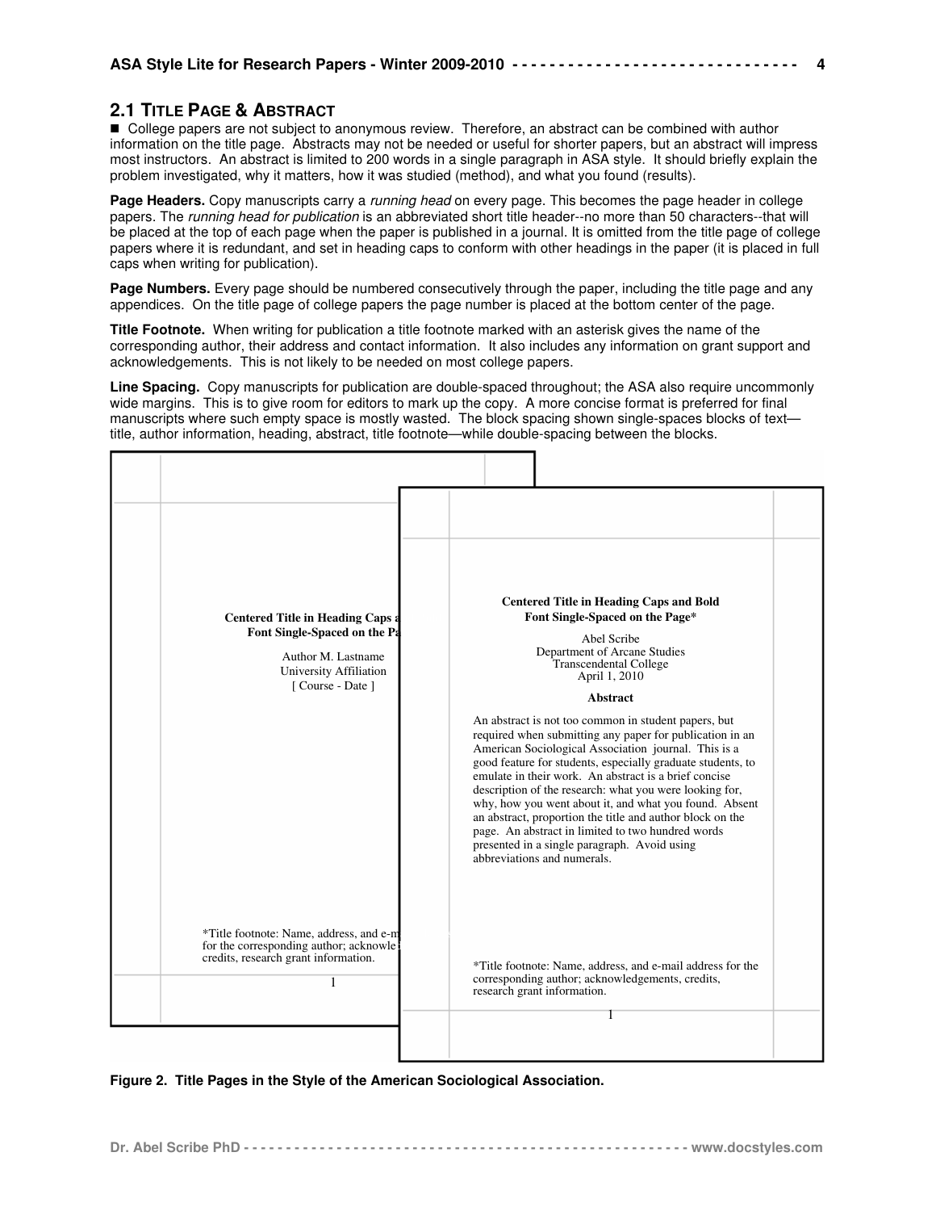## 2.1 Title Page & Abstract

■ College papers are not subject to anonymous review. Therefore, an abstract can be combined with author information on the title page. Abstracts may not be needed or useful for shorter papers, but an abstract will impress most instructors. An abstract is limited to 200 words in a single paragraph in ASA style. It should briefly explain the problem investigated, why it matters, how it was studied (method), and what you found (results).

**Page Headers.** Copy manuscripts carry a *running head* on every page. This becomes the page header in college papers. The *running head for publication* is an abbreviated short title header--no more than 50 characters--that will be placed at the top of each page when the paper is published in a journal. It is omitted from the title page of college papers where it is redundant, and set in heading caps to conform with other headings in the paper (it is placed in full caps when writing for publication).

**Page Numbers.** Every page should be numbered consecutively through the paper, including the title page and any appendices. On the title page of college papers the page number is placed at the bottom center of the page.

**Title Footnote.** When writing for publication a title footnote marked with an asterisk gives the name of the corresponding author, their address and contact information. It also includes any information on grant support and acknowledgements. This is not likely to be needed on most college papers.

**Line Spacing.** Copy manuscripts for publication are double-spaced throughout; the ASA also require uncommonly wide margins. This is to give room for editors to mark up the copy. A more concise format is preferred for final manuscripts where such empty space is mostly wasted. The block spacing shown single-spaces blocks of text—title, author information, heading, abstract, title footnote—while double-spacing between the blocks.

**Centered Title in Heading Caps a... Font Single-Spaced on the Pa...**

Author M. Lastname
University Affiliation
[ Course - Date ]

*Title footnote: Name, address, and e-m... for the corresponding author; acknowle... credits, research grant information.

1

**Centered Title in Heading Caps and Bold Font Single-Spaced on the Page***

Abel Scribe
Department of Arcane Studies
Transcendental College
April 1, 2010

**Abstract**

An abstract is not too common in student papers, but required when submitting any paper for publication in an American Sociological Association journal. This is a good feature for students, especially graduate students, to emulate in their work. An abstract is a brief concise description of the research: what you were looking for, why, how you went about it, and what you found. Absent an abstract, proportion the title and author block on the page. An abstract in limited to two hundred words presented in a single paragraph. Avoid using abbreviations and numerals.

*Title footnote: Name, address, and e-mail address for the corresponding author; acknowledgements, credits, research grant information.

1

**Figure 2. Title Pages in the Style of the American Sociological Association.**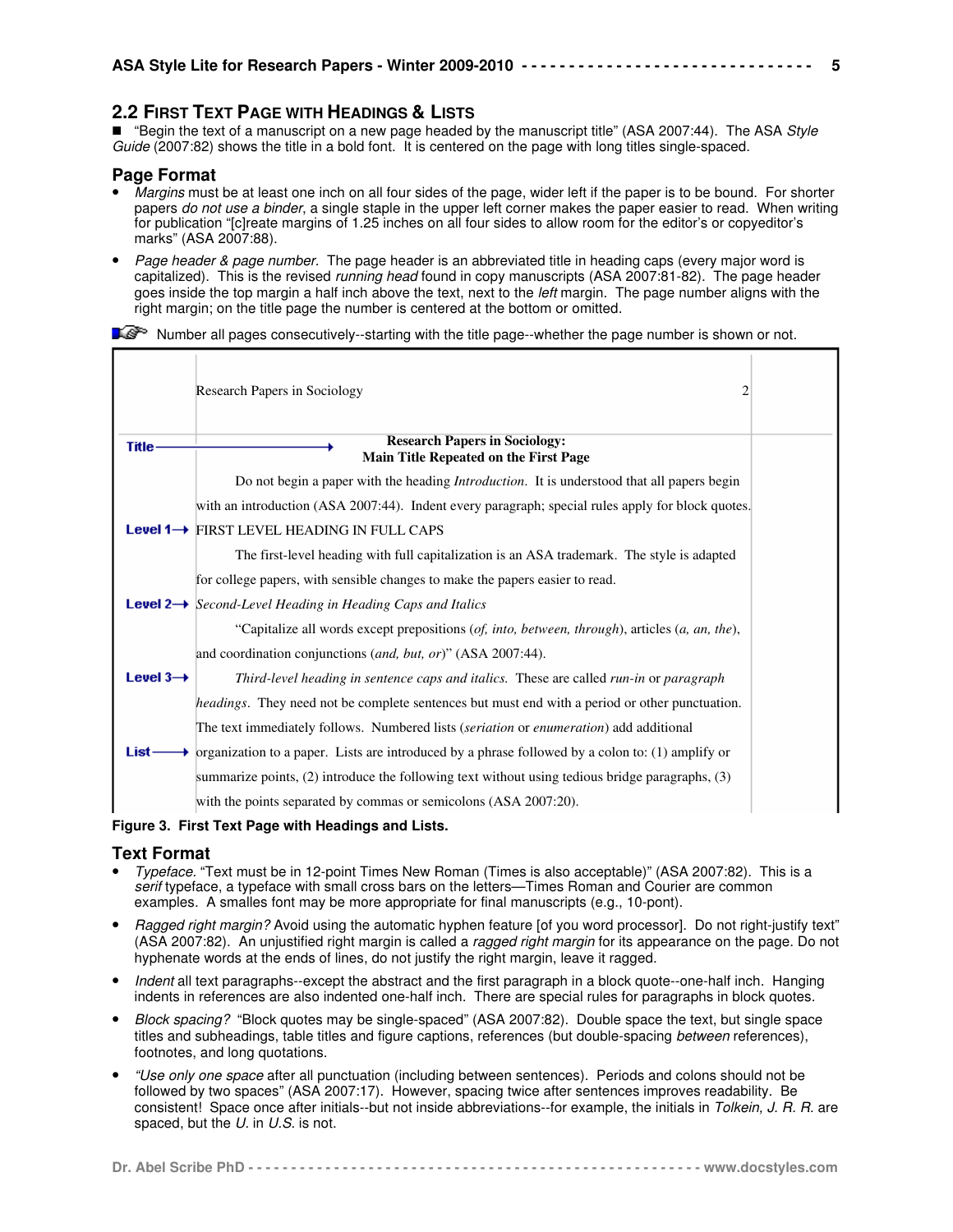## 2.2 First Text Page with Headings & Lists

■ "Begin the text of a manuscript on a new page headed by the manuscript title" (ASA 2007:44). The ASA *Style Guide* (2007:82) shows the title in a bold font. It is centered on the page with long titles single-spaced.

### Page Format

- *Margins* must be at least one inch on all four sides of the page, wider left if the paper is to be bound. For shorter papers *do not use a binder*, a single staple in the upper left corner makes the paper easier to read. When writing for publication "[c]reate margins of 1.25 inches on all four sides to allow room for the editor's or copyeditor's marks" (ASA 2007:88).
- *Page header & page number.* The page header is an abbreviated title in heading caps (every major word is capitalized). This is the revised *running head* found in copy manuscripts (ASA 2007:81-82). The page header goes inside the top margin a half inch above the text, next to the *left* margin. The page number aligns with the right margin; on the title page the number is centered at the bottom or omitted.

☞ Number all pages consecutively--starting with the title page--whether the page number is shown or not.

Research Papers in Sociology 2

**Title** → **Research Papers in Sociology:**
**Main Title Repeated on the First Page**

Do not begin a paper with the heading *Introduction*. It is understood that all papers begin with an introduction (ASA 2007:44). Indent every paragraph; special rules apply for block quotes.

**Level 1** → FIRST LEVEL HEADING IN FULL CAPS

The first-level heading with full capitalization is an ASA trademark. The style is adapted for college papers, with sensible changes to make the papers easier to read.

**Level 2** → *Second-Level Heading in Heading Caps and Italics*

"Capitalize all words except prepositions (*of, into, between, through*), articles (*a, an, the*), and coordination conjunctions (*and, but, or*)" (ASA 2007:44).

**Level 3** → *Third-level heading in sentence caps and italics.* These are called *run-in* or *paragraph headings*. They need not be complete sentences but must end with a period or other punctuation. The text immediately follows. Numbered lists (*seriation* or *enumeration*) add additional

**List** → organization to a paper. Lists are introduced by a phrase followed by a colon to: (1) amplify or summarize points, (2) introduce the following text without using tedious bridge paragraphs, (3) with the points separated by commas or semicolons (ASA 2007:20).

**Figure 3. First Text Page with Headings and Lists.**

### Text Format

- *Typeface.* "Text must be in 12-point Times New Roman (Times is also acceptable)" (ASA 2007:82). This is a *serif* typeface, a typeface with small cross bars on the letters—Times Roman and Courier are common examples. A smalles font may be more appropriate for final manuscripts (e.g., 10-pont).
- *Ragged right margin?* Avoid using the automatic hyphen feature [of you word processor]. Do not right-justify text" (ASA 2007:82). An unjustified right margin is called a *ragged right margin* for its appearance on the page. Do not hyphenate words at the ends of lines, do not justify the right margin, leave it ragged.
- *Indent* all text paragraphs--except the abstract and the first paragraph in a block quote--one-half inch. Hanging indents in references are also indented one-half inch. There are special rules for paragraphs in block quotes.
- *Block spacing?* "Block quotes may be single-spaced" (ASA 2007:82). Double space the text, but single space titles and subheadings, table titles and figure captions, references (but double-spacing *between* references), footnotes, and long quotations.
- *"Use only one space* after all punctuation (including between sentences). Periods and colons should not be followed by two spaces" (ASA 2007:17). However, spacing twice after sentences improves readability. Be consistent! Space once after initials--but not inside abbreviations--for example, the initials in *Tolkein, J. R. R.* are spaced, but the *U.* in *U.S.* is not.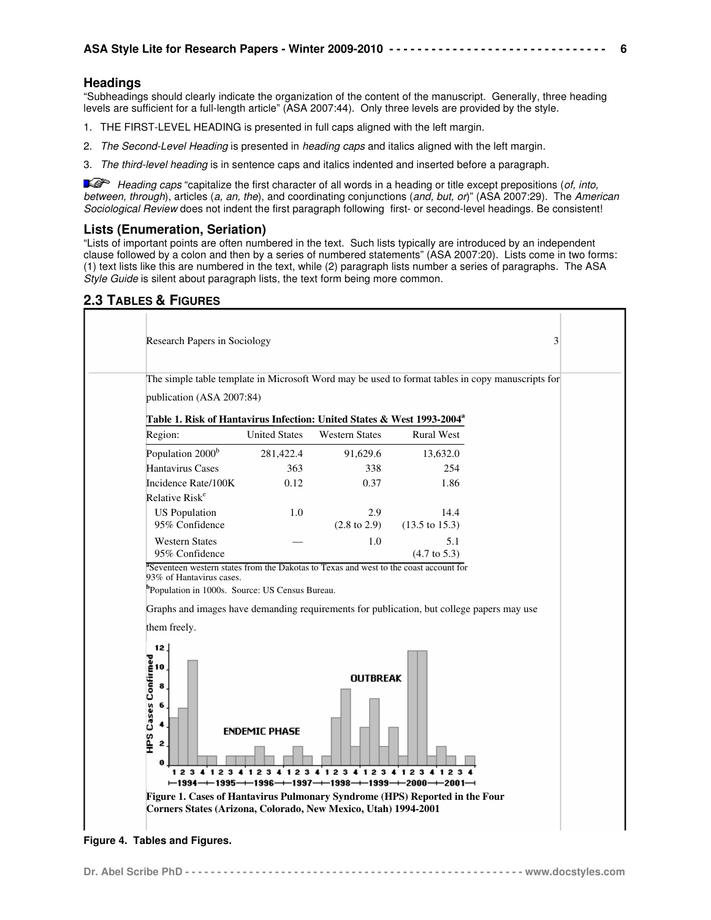## Headings

"Subheadings should clearly indicate the organization of the content of the manuscript. Generally, three heading levels are sufficient for a full-length article" (ASA 2007:44). Only three levels are provided by the style.

1. THE FIRST-LEVEL HEADING is presented in full caps aligned with the left margin.
2. *The Second-Level Heading* is presented in *heading caps* and italics aligned with the left margin.
3. *The third-level heading* is in sentence caps and italics indented and inserted before a paragraph.

☞ *Heading caps* "capitalize the first character of all words in a heading or title except prepositions (*of, into, between, through*), articles (*a, an, the*), and coordinating conjunctions (*and, but, or*)" (ASA 2007:29). The *American Sociological Review* does not indent the first paragraph following first- or second-level headings. Be consistent!

## Lists (Enumeration, Seriation)

"Lists of important points are often numbered in the text. Such lists typically are introduced by an independent clause followed by a colon and then by a series of numbered statements" (ASA 2007:20). Lists come in two forms: (1) text lists like this are numbered in the text, while (2) paragraph lists number a series of paragraphs. The ASA *Style Guide* is silent about paragraph lists, the text form being more common.

## 2.3 TABLES & FIGURES

Research Papers in Sociology 3

The simple table template in Microsoft Word may be used to format tables in copy manuscripts for publication (ASA 2007:84)

**Table 1. Risk of Hantavirus Infection: United States & West 1993-2004[a]**

| Region: | United States | Western States | Rural West |
|---|---|---|---|
| Population 2000[b] | 281,422.4 | 91,629.6 | 13,632.0 |
| Hantavirus Cases | 363 | 338 | 254 |
| Incidence Rate/100K | 0.12 | 0.37 | 1.86 |
| Relative Risk[c] | | | |
| US Population | 1.0 | 2.9 | 14.4 |
| 95% Confidence | | (2.8 to 2.9) | (13.5 to 15.3) |
| Western States | — | 1.0 | 5.1 |
| 95% Confidence | | | (4.7 to 5.3) |

[a]Seventeen western states from the Dakotas to Texas and west to the coast account for 93% of Hantavirus cases.

[b]Population in 1000s. Source: US Census Bureau.

Graphs and images have demanding requirements for publication, but college papers may use them freely.

**Figure 1. Cases of Hantavirus Pulmonary Syndrome (HPS) Reported in the Four Corners States (Arizona, Colorado, New Mexico, Utah) 1994-2001**

**Figure 4. Tables and Figures.**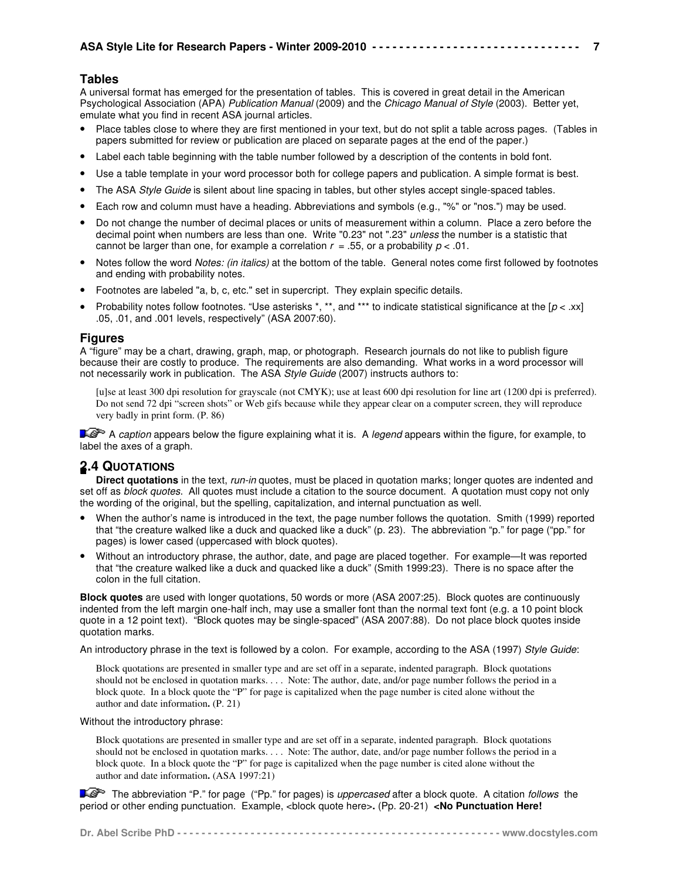## Tables

A universal format has emerged for the presentation of tables. This is covered in great detail in the American Psychological Association (APA) *Publication Manual* (2009) and the *Chicago Manual of Style* (2003). Better yet, emulate what you find in recent ASA journal articles.

- Place tables close to where they are first mentioned in your text, but do not split a table across pages. (Tables in papers submitted for review or publication are placed on separate pages at the end of the paper.)
- Label each table beginning with the table number followed by a description of the contents in bold font.
- Use a table template in your word processor both for college papers and publication. A simple format is best.
- The ASA *Style Guide* is silent about line spacing in tables, but other styles accept single-spaced tables.
- Each row and column must have a heading. Abbreviations and symbols (e.g., "%" or "nos.") may be used.
- Do not change the number of decimal places or units of measurement within a column. Place a zero before the decimal point when numbers are less than one. Write "0.23" not ".23" *unless* the number is a statistic that cannot be larger than one, for example a correlation $r = .55$, or a probability $p < .01$.
- Notes follow the word *Notes: (in italics)* at the bottom of the table. General notes come first followed by footnotes and ending with probability notes.
- Footnotes are labeled "a, b, c, etc." set in supercript. They explain specific details.
- Probability notes follow footnotes. "Use asterisks *, **, and *** to indicate statistical significance at the [$p <$ .xx] .05, .01, and .001 levels, respectively" (ASA 2007:60).

## Figures

A "figure" may be a chart, drawing, graph, map, or photograph. Research journals do not like to publish figure because their are costly to produce. The requirements are also demanding. What works in a word processor will not necessarily work in publication. The ASA *Style Guide* (2007) instructs authors to:

> [u]se at least 300 dpi resolution for grayscale (not CMYK); use at least 600 dpi resolution for line art (1200 dpi is preferred). Do not send 72 dpi "screen shots" or Web gifs because while they appear clear on a computer screen, they will reproduce very badly in print form. (P. 86)

☞ A *caption* appears below the figure explaining what it is. A *legend* appears within the figure, for example, to label the axes of a graph.

## 2.4 Quotations

**Direct quotations** in the text, *run-in* quotes, must be placed in quotation marks; longer quotes are indented and set off as *block quotes*. All quotes must include a citation to the source document. A quotation must copy not only the wording of the original, but the spelling, capitalization, and internal punctuation as well.

- When the author's name is introduced in the text, the page number follows the quotation. Smith (1999) reported that "the creature walked like a duck and quacked like a duck" (p. 23). The abbreviation "p." for page ("pp." for pages) is lower cased (uppercased with block quotes).
- Without an introductory phrase, the author, date, and page are placed together. For example—It was reported that "the creature walked like a duck and quacked like a duck" (Smith 1999:23). There is no space after the colon in the full citation.

**Block quotes** are used with longer quotations, 50 words or more (ASA 2007:25). Block quotes are continuously indented from the left margin one-half inch, may use a smaller font than the normal text font (e.g. a 10 point block quote in a 12 point text). "Block quotes may be single-spaced" (ASA 2007:88). Do not place block quotes inside quotation marks.

An introductory phrase in the text is followed by a colon. For example, according to the ASA (1997) *Style Guide*:

> Block quotations are presented in smaller type and are set off in a separate, indented paragraph. Block quotations should not be enclosed in quotation marks. . . . Note: The author, date, and/or page number follows the period in a block quote. In a block quote the "P" for page is capitalized when the page number is cited alone without the author and date information**.** (P. 21)

Without the introductory phrase:

> Block quotations are presented in smaller type and are set off in a separate, indented paragraph. Block quotations should not be enclosed in quotation marks. . . . Note: The author, date, and/or page number follows the period in a block quote. In a block quote the "P" for page is capitalized when the page number is cited alone without the author and date information**.** (ASA 1997:21)

☞ The abbreviation "P." for page ("Pp." for pages) is *uppercased* after a block quote. A citation *follows* the period or other ending punctuation. Example, <block quote here>**.** (Pp. 20-21) **<No Punctuation Here!**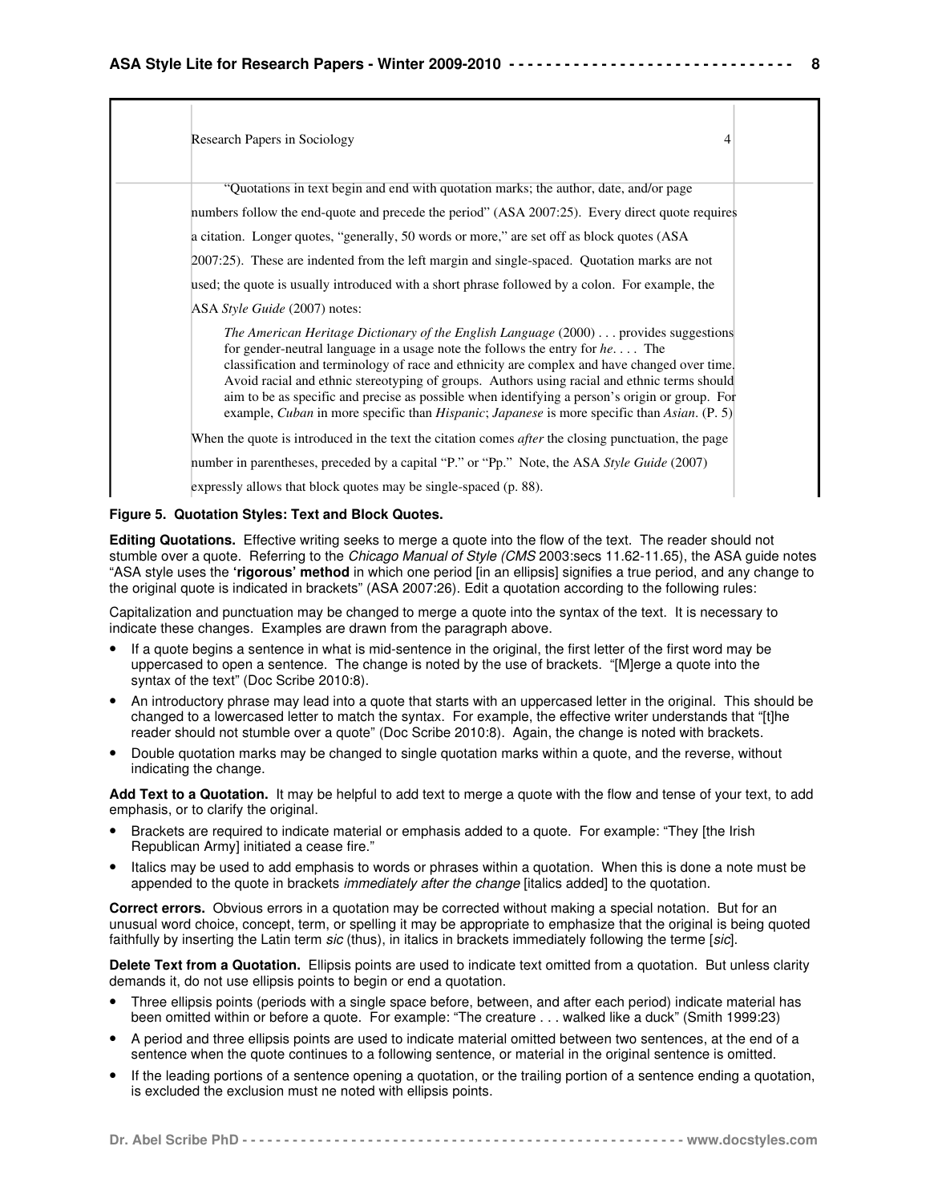Research Papers in Sociology 4

"Quotations in text begin and end with quotation marks; the author, date, and/or page numbers follow the end-quote and precede the period" (ASA 2007:25). Every direct quote requires a citation. Longer quotes, "generally, 50 words or more," are set off as block quotes (ASA 2007:25). These are indented from the left margin and single-spaced. Quotation marks are not used; the quote is usually introduced with a short phrase followed by a colon. For example, the ASA *Style Guide* (2007) notes:

> *The American Heritage Dictionary of the English Language* (2000) . . . provides suggestions for gender-neutral language in a usage note the follows the entry for *he*. . . . The classification and terminology of race and ethnicity are complex and have changed over time. Avoid racial and ethnic stereotyping of groups. Authors using racial and ethnic terms should aim to be as specific and precise as possible when identifying a person's origin or group. For example, *Cuban* in more specific than *Hispanic*; *Japanese* is more specific than *Asian*. (P. 5)

When the quote is introduced in the text the citation comes *after* the closing punctuation, the page number in parentheses, preceded by a capital "P." or "Pp." Note, the ASA *Style Guide* (2007) expressly allows that block quotes may be single-spaced (p. 88).

**Figure 5. Quotation Styles: Text and Block Quotes.**

**Editing Quotations.** Effective writing seeks to merge a quote into the flow of the text. The reader should not stumble over a quote. Referring to the *Chicago Manual of Style (CMS* 2003:secs 11.62-11.65), the ASA guide notes "ASA style uses the **'rigorous' method** in which one period [in an ellipsis] signifies a true period, and any change to the original quote is indicated in brackets" (ASA 2007:26). Edit a quotation according to the following rules:

Capitalization and punctuation may be changed to merge a quote into the syntax of the text. It is necessary to indicate these changes. Examples are drawn from the paragraph above.

- If a quote begins a sentence in what is mid-sentence in the original, the first letter of the first word may be uppercased to open a sentence. The change is noted by the use of brackets. "[M]erge a quote into the syntax of the text" (Doc Scribe 2010:8).
- An introductory phrase may lead into a quote that starts with an uppercased letter in the original. This should be changed to a lowercased letter to match the syntax. For example, the effective writer understands that "[t]he reader should not stumble over a quote" (Doc Scribe 2010:8). Again, the change is noted with brackets.
- Double quotation marks may be changed to single quotation marks within a quote, and the reverse, without indicating the change.

**Add Text to a Quotation.** It may be helpful to add text to merge a quote with the flow and tense of your text, to add emphasis, or to clarify the original.

- Brackets are required to indicate material or emphasis added to a quote. For example: "They [the Irish Republican Army] initiated a cease fire."
- Italics may be used to add emphasis to words or phrases within a quotation. When this is done a note must be appended to the quote in brackets *immediately after the change* [italics added] to the quotation.

**Correct errors.** Obvious errors in a quotation may be corrected without making a special notation. But for an unusual word choice, concept, term, or spelling it may be appropriate to emphasize that the original is being quoted faithfully by inserting the Latin term *sic* (thus), in italics in brackets immediately following the terme [*sic*].

**Delete Text from a Quotation.** Ellipsis points are used to indicate text omitted from a quotation. But unless clarity demands it, do not use ellipsis points to begin or end a quotation.

- Three ellipsis points (periods with a single space before, between, and after each period) indicate material has been omitted within or before a quote. For example: "The creature . . . walked like a duck" (Smith 1999:23)
- A period and three ellipsis points are used to indicate material omitted between two sentences, at the end of a sentence when the quote continues to a following sentence, or material in the original sentence is omitted.
- If the leading portions of a sentence opening a quotation, or the trailing portion of a sentence ending a quotation, is excluded the exclusion must ne noted with ellipsis points.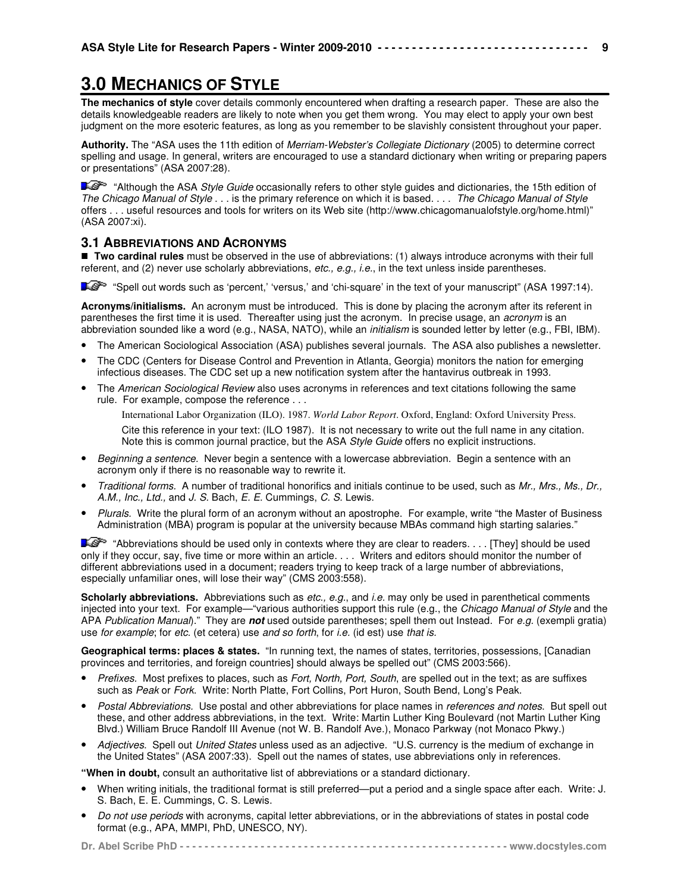# 3.0 MECHANICS OF STYLE

**The mechanics of style** cover details commonly encountered when drafting a research paper. These are also the details knowledgeable readers are likely to note when you get them wrong. You may elect to apply your own best judgment on the more esoteric features, as long as you remember to be slavishly consistent throughout your paper.

**Authority.** The "ASA uses the 11th edition of *Merriam-Webster's Collegiate Dictionary* (2005) to determine correct spelling and usage. In general, writers are encouraged to use a standard dictionary when writing or preparing papers or presentations" (ASA 2007:28).

☞ "Although the ASA *Style Guide* occasionally refers to other style guides and dictionaries, the 15th edition of *The Chicago Manual of Style* . . . is the primary reference on which it is based. . . . *The Chicago Manual of Style* offers . . . useful resources and tools for writers on its Web site (http://www.chicagomanualofstyle.org/home.html)" (ASA 2007:xi).

## 3.1 ABBREVIATIONS AND ACRONYMS

■ **Two cardinal rules** must be observed in the use of abbreviations: (1) always introduce acronyms with their full referent, and (2) never use scholarly abbreviations, *etc., e.g., i.e.*, in the text unless inside parentheses.

☞ "Spell out words such as 'percent,' 'versus,' and 'chi-square' in the text of your manuscript" (ASA 1997:14).

**Acronyms/initialisms.** An acronym must be introduced. This is done by placing the acronym after its referent in parentheses the first time it is used. Thereafter using just the acronym. In precise usage, an *acronym* is an abbreviation sounded like a word (e.g., NASA, NATO), while an *initialism* is sounded letter by letter (e.g., FBI, IBM).

- The American Sociological Association (ASA) publishes several journals. The ASA also publishes a newsletter.
- The CDC (Centers for Disease Control and Prevention in Atlanta, Georgia) monitors the nation for emerging infectious diseases. The CDC set up a new notification system after the hantavirus outbreak in 1993.
- The *American Sociological Review* also uses acronyms in references and text citations following the same rule. For example, compose the reference . . .

  International Labor Organization (ILO). 1987. *World Labor Report*. Oxford, England: Oxford University Press.

  Cite this reference in your text: (ILO 1987). It is not necessary to write out the full name in any citation. Note this is common journal practice, but the ASA *Style Guide* offers no explicit instructions.

- *Beginning a sentence.* Never begin a sentence with a lowercase abbreviation. Begin a sentence with an acronym only if there is no reasonable way to rewrite it.
- *Traditional forms.* A number of traditional honorifics and initials continue to be used, such as *Mr., Mrs., Ms., Dr., A.M., Inc., Ltd.,* and *J. S.* Bach, *E. E.* Cummings, *C. S.* Lewis.
- *Plurals.* Write the plural form of an acronym without an apostrophe. For example, write "the Master of Business Administration (MBA) program is popular at the university because MBAs command high starting salaries."

☞ "Abbreviations should be used only in contexts where they are clear to readers. . . . [They] should be used only if they occur, say, five time or more within an article. . . . Writers and editors should monitor the number of different abbreviations used in a document; readers trying to keep track of a large number of abbreviations, especially unfamiliar ones, will lose their way" (CMS 2003:558).

**Scholarly abbreviations.** Abbreviations such as *etc., e.g.*, and *i.e.* may only be used in parenthetical comments injected into your text. For example—"various authorities support this rule (e.g., the *Chicago Manual of Style* and the APA *Publication Manual*)." They are ***not*** used outside parentheses; spell them out Instead. For *e.g.* (exempli gratia) use *for example*; for *etc.* (et cetera) use *and so forth*, for *i.e.* (id est) use *that is.*

**Geographical terms: places & states.** "In running text, the names of states, territories, possessions, [Canadian provinces and territories, and foreign countries] should always be spelled out" (CMS 2003:566).

- *Prefixes.* Most prefixes to places, such as *Fort, North, Port, South*, are spelled out in the text; as are suffixes such as *Peak* or *Fork*. Write: North Platte, Fort Collins, Port Huron, South Bend, Long's Peak.
- *Postal Abbreviations.* Use postal and other abbreviations for place names in *references and notes*. But spell out these, and other address abbreviations, in the text. Write: Martin Luther King Boulevard (not Martin Luther King Blvd.) William Bruce Randolf III Avenue (not W. B. Randolf Ave.), Monaco Parkway (not Monaco Pkwy.)
- *Adjectives.* Spell out *United States* unless used as an adjective. "U.S. currency is the medium of exchange in the United States" (ASA 2007:33). Spell out the names of states, use abbreviations only in references.

**"When in doubt,** consult an authoritative list of abbreviations or a standard dictionary.

- When writing initials, the traditional format is still preferred—put a period and a single space after each. Write: J. S. Bach, E. E. Cummings, C. S. Lewis.
- *Do not use periods* with acronyms, capital letter abbreviations, or in the abbreviations of states in postal code format (e.g., APA, MMPI, PhD, UNESCO, NY).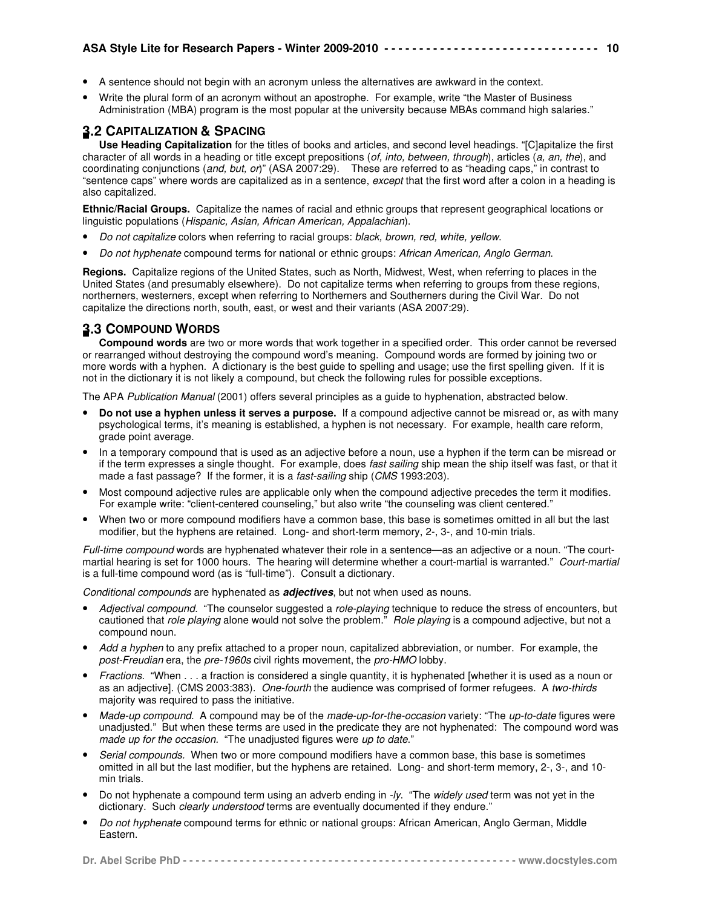- A sentence should not begin with an acronym unless the alternatives are awkward in the context.
- Write the plural form of an acronym without an apostrophe. For example, write "the Master of Business Administration (MBA) program is the most popular at the university because MBAs command high salaries."

## 3.2 Capitalization & Spacing

**Use Heading Capitalization** for the titles of books and articles, and second level headings. "[C]apitalize the first character of all words in a heading or title except prepositions (*of, into, between, through*), articles (*a, an, the*), and coordinating conjunctions (*and, but, or*)" (ASA 2007:29). These are referred to as "heading caps," in contrast to "sentence caps" where words are capitalized as in a sentence, *except* that the first word after a colon in a heading is also capitalized.

**Ethnic/Racial Groups.** Capitalize the names of racial and ethnic groups that represent geographical locations or linguistic populations (*Hispanic, Asian, African American, Appalachian*).

- *Do not capitalize* colors when referring to racial groups: *black, brown, red, white, yellow*.
- *Do not hyphenate* compound terms for national or ethnic groups: *African American, Anglo German*.

**Regions.** Capitalize regions of the United States, such as North, Midwest, West, when referring to places in the United States (and presumably elsewhere). Do not capitalize terms when referring to groups from these regions, northerners, westerners, except when referring to Northerners and Southerners during the Civil War. Do not capitalize the directions north, south, east, or west and their variants (ASA 2007:29).

## 3.3 Compound Words

**Compound words** are two or more words that work together in a specified order. This order cannot be reversed or rearranged without destroying the compound word's meaning. Compound words are formed by joining two or more words with a hyphen. A dictionary is the best guide to spelling and usage; use the first spelling given. If it is not in the dictionary it is not likely a compound, but check the following rules for possible exceptions.

The APA *Publication Manual* (2001) offers several principles as a guide to hyphenation, abstracted below.

- **Do not use a hyphen unless it serves a purpose.** If a compound adjective cannot be misread or, as with many psychological terms, it's meaning is established, a hyphen is not necessary. For example, health care reform, grade point average.
- In a temporary compound that is used as an adjective before a noun, use a hyphen if the term can be misread or if the term expresses a single thought. For example, does *fast sailing* ship mean the ship itself was fast, or that it made a fast passage? If the former, it is a *fast-sailing* ship (*CMS* 1993:203).
- Most compound adjective rules are applicable only when the compound adjective precedes the term it modifies. For example write: "client-centered counseling," but also write "the counseling was client centered."
- When two or more compound modifiers have a common base, this base is sometimes omitted in all but the last modifier, but the hyphens are retained. Long- and short-term memory, 2-, 3-, and 10-min trials.

*Full-time compound* words are hyphenated whatever their role in a sentence—as an adjective or a noun. "The court-martial hearing is set for 1000 hours. The hearing will determine whether a court-martial is warranted." *Court-martial* is a full-time compound word (as is "full-time"). Consult a dictionary.

*Conditional compounds* are hyphenated as ***adjectives***, but not when used as nouns.

- *Adjectival compound.* "The counselor suggested a *role-playing* technique to reduce the stress of encounters, but cautioned that *role playing* alone would not solve the problem." *Role playing* is a compound adjective, but not a compound noun.
- *Add a hyphen* to any prefix attached to a proper noun, capitalized abbreviation, or number. For example, the *post-Freudian* era, the *pre-1960s* civil rights movement, the *pro-HMO* lobby.
- *Fractions.* "When . . . a fraction is considered a single quantity, it is hyphenated [whether it is used as a noun or as an adjective]. (CMS 2003:383). *One-fourth* the audience was comprised of former refugees. A *two-thirds* majority was required to pass the initiative.
- *Made-up compound.* A compound may be of the *made-up-for-the-occasion* variety: "The *up-to-date* figures were unadjusted." But when these terms are used in the predicate they are not hyphenated: The compound word was *made up for the occasion.* "The unadjusted figures were *up to date*."
- *Serial compounds.* When two or more compound modifiers have a common base, this base is sometimes omitted in all but the last modifier, but the hyphens are retained. Long- and short-term memory, 2-, 3-, and 10-min trials.
- Do not hyphenate a compound term using an adverb ending in *-ly*. "The *widely used* term was not yet in the dictionary. Such *clearly understood* terms are eventually documented if they endure."
- *Do not hyphenate* compound terms for ethnic or national groups: African American, Anglo German, Middle Eastern.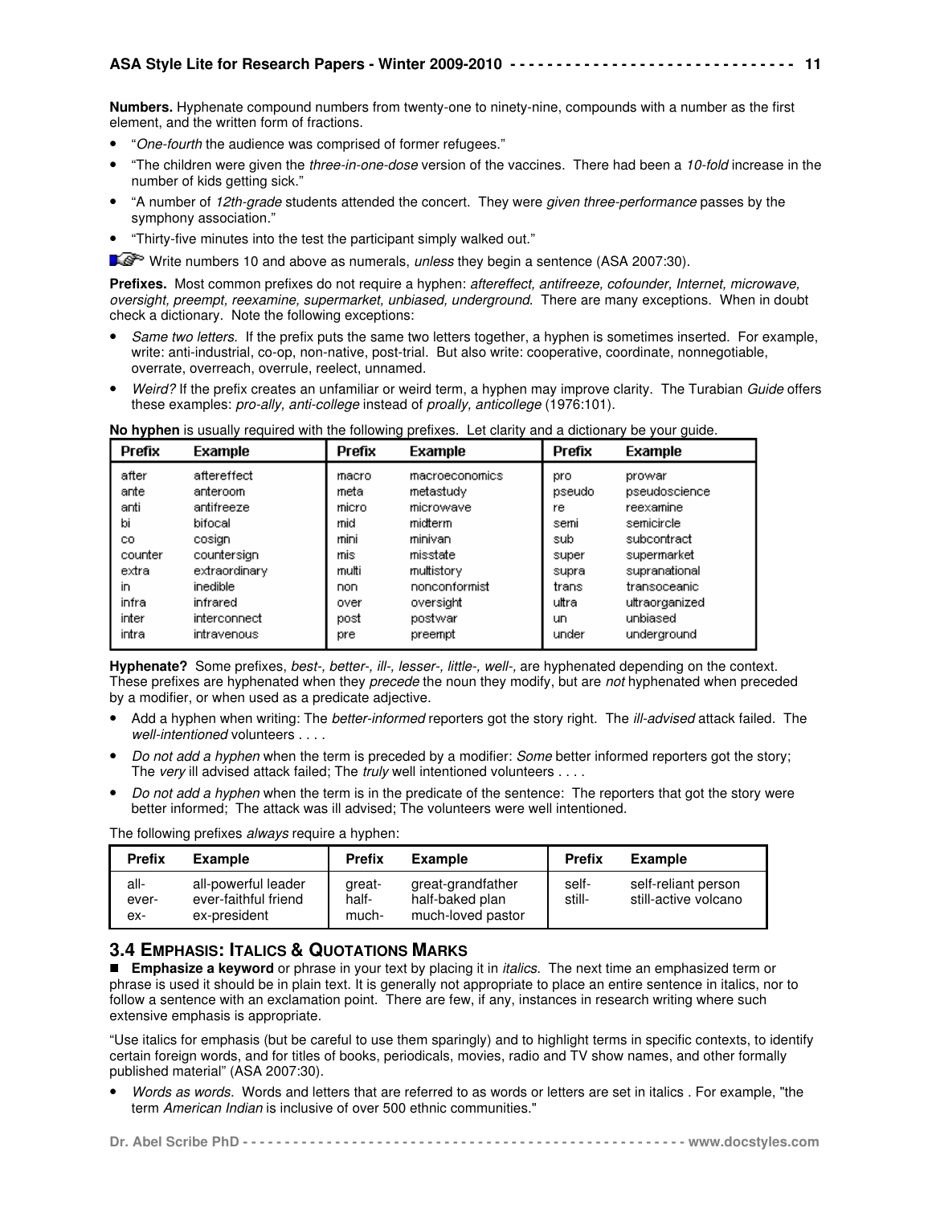**Numbers.** Hyphenate compound numbers from twenty-one to ninety-nine, compounds with a number as the first element, and the written form of fractions.

- "*One-fourth* the audience was comprised of former refugees."
- "The children were given the *three-in-one-dose* version of the vaccines. There had been a *10-fold* increase in the number of kids getting sick."
- "A number of *12th-grade* students attended the concert. They were *given three-performance* passes by the symphony association."
- "Thirty-five minutes into the test the participant simply walked out."

☞ Write numbers 10 and above as numerals, *unless* they begin a sentence (ASA 2007:30).

**Prefixes.** Most common prefixes do not require a hyphen: *aftereffect, antifreeze, cofounder, Internet, microwave, oversight, preempt, reexamine, supermarket, unbiased, underground*. There are many exceptions. When in doubt check a dictionary. Note the following exceptions:

- *Same two letters.* If the prefix puts the same two letters together, a hyphen is sometimes inserted. For example, write: anti-industrial, co-op, non-native, post-trial. But also write: cooperative, coordinate, nonnegotiable, overrate, overreach, overrule, reelect, unnamed.
- *Weird?* If the prefix creates an unfamiliar or weird term, a hyphen may improve clarity. The Turabian *Guide* offers these examples: *pro-ally, anti-college* instead of *proally, anticollege* (1976:101).

**No hyphen** is usually required with the following prefixes. Let clarity and a dictionary be your guide.

| Prefix | Example | Prefix | Example | Prefix | Example |
|---|---|---|---|---|---|
| after | aftereffect | macro | macroeconomics | pro | prowar |
| ante | anteroom | meta | metastudy | pseudo | pseudoscience |
| anti | antifreeze | micro | microwave | re | reexamine |
| bi | bifocal | mid | midterm | semi | semicircle |
| co | cosign | mini | minivan | sub | subcontract |
| counter | countersign | mis | misstate | super | supermarket |
| extra | extraordinary | multi | multistory | supra | supranational |
| in | inedible | non | nonconformist | trans | transoceanic |
| infra | infrared | over | oversight | ultra | ultraorganized |
| inter | interconnect | post | postwar | un | unbiased |
| intra | intravenous | pre | preempt | under | underground |

**Hyphenate?** Some prefixes, *best-, better-, ill-, lesser-, little-, well-,* are hyphenated depending on the context. These prefixes are hyphenated when they *precede* the noun they modify, but are *not* hyphenated when preceded by a modifier, or when used as a predicate adjective.

- Add a hyphen when writing: The *better-informed* reporters got the story right. The *ill-advised* attack failed. The *well-intentioned* volunteers . . . .
- *Do not add a hyphen* when the term is preceded by a modifier: *Some* better informed reporters got the story; The *very* ill advised attack failed; The *truly* well intentioned volunteers . . . .
- *Do not add a hyphen* when the term is in the predicate of the sentence: The reporters that got the story were better informed; The attack was ill advised; The volunteers were well intentioned.

The following prefixes *always* require a hyphen:

| Prefix | Example | Prefix | Example | Prefix | Example |
|---|---|---|---|---|---|
| all- | all-powerful leader | great- | great-grandfather | self- | self-reliant person |
| ever- | ever-faithful friend | half- | half-baked plan | still- | still-active volcano |
| ex- | ex-president | much- | much-loved pastor | | |

## 3.4 Emphasis: Italics & Quotations Marks

■ **Emphasize a keyword** or phrase in your text by placing it in *italics*. The next time an emphasized term or phrase is used it should be in plain text. It is generally not appropriate to place an entire sentence in italics, nor to follow a sentence with an exclamation point. There are few, if any, instances in research writing where such extensive emphasis is appropriate.

"Use italics for emphasis (but be careful to use them sparingly) and to highlight terms in specific contexts, to identify certain foreign words, and for titles of books, periodicals, movies, radio and TV show names, and other formally published material" (ASA 2007:30).

- *Words as words.* Words and letters that are referred to as words or letters are set in italics . For example, "the term *American Indian* is inclusive of over 500 ethnic communities."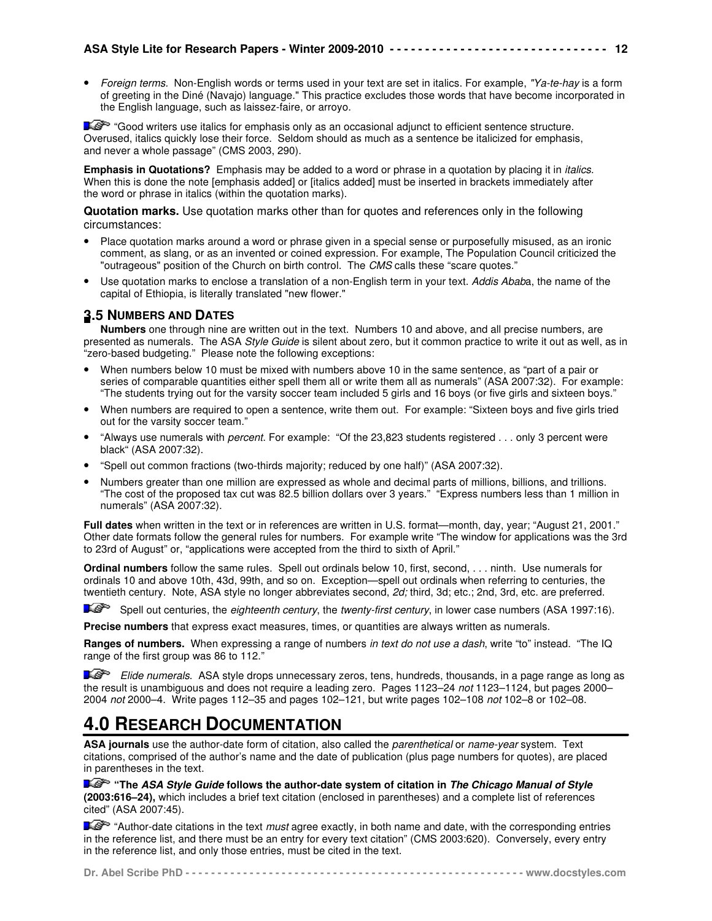- *Foreign terms.* Non-English words or terms used in your text are set in italics. For example, "*Ya-te-hay* is a form of greeting in the Diné (Navajo) language." This practice excludes those words that have become incorporated in the English language, such as laissez-faire, or arroyo.

☞ "Good writers use italics for emphasis only as an occasional adjunct to efficient sentence structure. Overused, italics quickly lose their force. Seldom should as much as a sentence be italicized for emphasis, and never a whole passage" (CMS 2003, 290).

**Emphasis in Quotations?** Emphasis may be added to a word or phrase in a quotation by placing it in *italics.* When this is done the note [emphasis added] or [italics added] must be inserted in brackets immediately after the word or phrase in italics (within the quotation marks).

**Quotation marks.** Use quotation marks other than for quotes and references only in the following circumstances:

- Place quotation marks around a word or phrase given in a special sense or purposefully misused, as an ironic comment, as slang, or as an invented or coined expression. For example, The Population Council criticized the "outrageous" position of the Church on birth control. The *CMS* calls these "scare quotes."
- Use quotation marks to enclose a translation of a non-English term in your text. *Addis Abab*a, the name of the capital of Ethiopia, is literally translated "new flower."

### 3.5 Numbers and Dates

**Numbers** one through nine are written out in the text. Numbers 10 and above, and all precise numbers, are presented as numerals. The ASA *Style Guide* is silent about zero, but it common practice to write it out as well, as in "zero-based budgeting." Please note the following exceptions:

- When numbers below 10 must be mixed with numbers above 10 in the same sentence, as "part of a pair or series of comparable quantities either spell them all or write them all as numerals" (ASA 2007:32). For example: "The students trying out for the varsity soccer team included 5 girls and 16 boys (or five girls and sixteen boys."
- When numbers are required to open a sentence, write them out. For example: "Sixteen boys and five girls tried out for the varsity soccer team."
- "Always use numerals with *percent.* For example: "Of the 23,823 students registered . . . only 3 percent were black" (ASA 2007:32).
- "Spell out common fractions (two-thirds majority; reduced by one half)" (ASA 2007:32).
- Numbers greater than one million are expressed as whole and decimal parts of millions, billions, and trillions. "The cost of the proposed tax cut was 82.5 billion dollars over 3 years." "Express numbers less than 1 million in numerals" (ASA 2007:32).

**Full dates** when written in the text or in references are written in U.S. format—month, day, year; "August 21, 2001." Other date formats follow the general rules for numbers. For example write "The window for applications was the 3rd to 23rd of August" or, "applications were accepted from the third to sixth of April."

**Ordinal numbers** follow the same rules. Spell out ordinals below 10, first, second, . . . ninth. Use numerals for ordinals 10 and above 10th, 43d, 99th, and so on. Exception—spell out ordinals when referring to centuries, the twentieth century. Note, ASA style no longer abbreviates second, *2d;* third, 3d; etc.; 2nd, 3rd, etc. are preferred.

☞ Spell out centuries, the *eighteenth century*, the *twenty-first century*, in lower case numbers (ASA 1997:16).

**Precise numbers** that express exact measures, times, or quantities are always written as numerals.

**Ranges of numbers.** When expressing a range of numbers *in text do not use a dash*, write "to" instead. "The IQ range of the first group was 86 to 112."

☞ *Elide numerals*. ASA style drops unnecessary zeros, tens, hundreds, thousands, in a page range as long as the result is unambiguous and does not require a leading zero. Pages 1123–24 *not* 1123–1124, but pages 2000–2004 *not* 2000–4. Write pages 112–35 and pages 102–121, but write pages 102–108 *not* 102–8 or 102–08.

## 4.0 Research Documentation

**ASA journals** use the author-date form of citation, also called the *parenthetical* or *name-year* system. Text citations, comprised of the author's name and the date of publication (plus page numbers for quotes), are placed in parentheses in the text.

☞ **"The *ASA Style Guide* follows the author-date system of citation in *The Chicago Manual of Style* (2003:616–24),** which includes a brief text citation (enclosed in parentheses) and a complete list of references cited" (ASA 2007:45).

☞ "Author-date citations in the text *must* agree exactly, in both name and date, with the corresponding entries in the reference list, and there must be an entry for every text citation" (CMS 2003:620). Conversely, every entry in the reference list, and only those entries, must be cited in the text.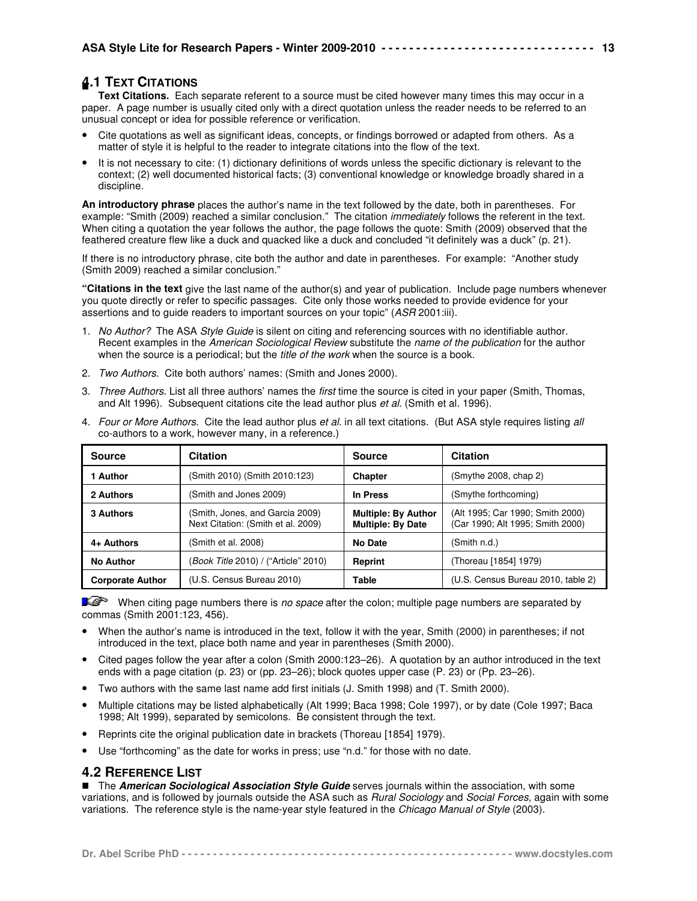## 4.1 TEXT CITATIONS

**Text Citations.** Each separate referent to a source must be cited however many times this may occur in a paper. A page number is usually cited only with a direct quotation unless the reader needs to be referred to an unusual concept or idea for possible reference or verification.

- Cite quotations as well as significant ideas, concepts, or findings borrowed or adapted from others. As a matter of style it is helpful to the reader to integrate citations into the flow of the text.
- It is not necessary to cite: (1) dictionary definitions of words unless the specific dictionary is relevant to the context; (2) well documented historical facts; (3) conventional knowledge or knowledge broadly shared in a discipline.

**An introductory phrase** places the author's name in the text followed by the date, both in parentheses. For example: "Smith (2009) reached a similar conclusion." The citation *immediately* follows the referent in the text. When citing a quotation the year follows the author, the page follows the quote: Smith (2009) observed that the feathered creature flew like a duck and quacked like a duck and concluded "it definitely was a duck" (p. 21).

If there is no introductory phrase, cite both the author and date in parentheses. For example: "Another study (Smith 2009) reached a similar conclusion."

**"Citations in the text** give the last name of the author(s) and year of publication. Include page numbers whenever you quote directly or refer to specific passages. Cite only those works needed to provide evidence for your assertions and to guide readers to important sources on your topic" (*ASR* 2001:iii).

1. *No Author?* The ASA *Style Guide* is silent on citing and referencing sources with no identifiable author. Recent examples in the *American Sociological Review* substitute the *name of the publication* for the author when the source is a periodical; but the *title of the work* when the source is a book.
2. *Two Authors.* Cite both authors' names: (Smith and Jones 2000).
3. *Three Authors.* List all three authors' names the *first* time the source is cited in your paper (Smith, Thomas, and Alt 1996). Subsequent citations cite the lead author plus *et al.* (Smith et al. 1996).
4. *Four or More Authors.* Cite the lead author plus *et al.* in all text citations. (But ASA style requires listing *all* co-authors to a work, however many, in a reference.)

| Source | Citation | Source | Citation |
|---|---|---|---|
| **1 Author** | (Smith 2010) (Smith 2010:123) | **Chapter** | (Smythe 2008, chap 2) |
| **2 Authors** | (Smith and Jones 2009) | **In Press** | (Smythe forthcoming) |
| **3 Authors** | (Smith, Jones, and Garcia 2009)<br>Next Citation: (Smith et al. 2009) | **Multiple: By Author**<br>**Multiple: By Date** | (Alt 1995; Car 1990; Smith 2000)<br>(Car 1990; Alt 1995; Smith 2000) |
| **4+ Authors** | (Smith et al. 2008) | **No Date** | (Smith n.d.) |
| **No Author** | (*Book Title* 2010) / ("Article" 2010) | **Reprint** | (Thoreau [1854] 1979) |
| **Corporate Author** | (U.S. Census Bureau 2010) | **Table** | (U.S. Census Bureau 2010, table 2) |

When citing page numbers there is *no space* after the colon; multiple page numbers are separated by commas (Smith 2001:123, 456).

- When the author's name is introduced in the text, follow it with the year, Smith (2000) in parentheses; if not introduced in the text, place both name and year in parentheses (Smith 2000).
- Cited pages follow the year after a colon (Smith 2000:123–26). A quotation by an author introduced in the text ends with a page citation (p. 23) or (pp. 23–26); block quotes upper case (P. 23) or (Pp. 23–26).
- Two authors with the same last name add first initials (J. Smith 1998) and (T. Smith 2000).
- Multiple citations may be listed alphabetically (Alt 1999; Baca 1998; Cole 1997), or by date (Cole 1997; Baca 1998; Alt 1999), separated by semicolons. Be consistent through the text.
- Reprints cite the original publication date in brackets (Thoreau [1854] 1979).
- Use "forthcoming" as the date for works in press; use "n.d." for those with no date.

## 4.2 REFERENCE LIST

■ The ***American Sociological Association Style Guide*** serves journals within the association, with some variations, and is followed by journals outside the ASA such as *Rural Sociology* and *Social Forces,* again with some variations. The reference style is the name-year style featured in the *Chicago Manual of Style* (2003).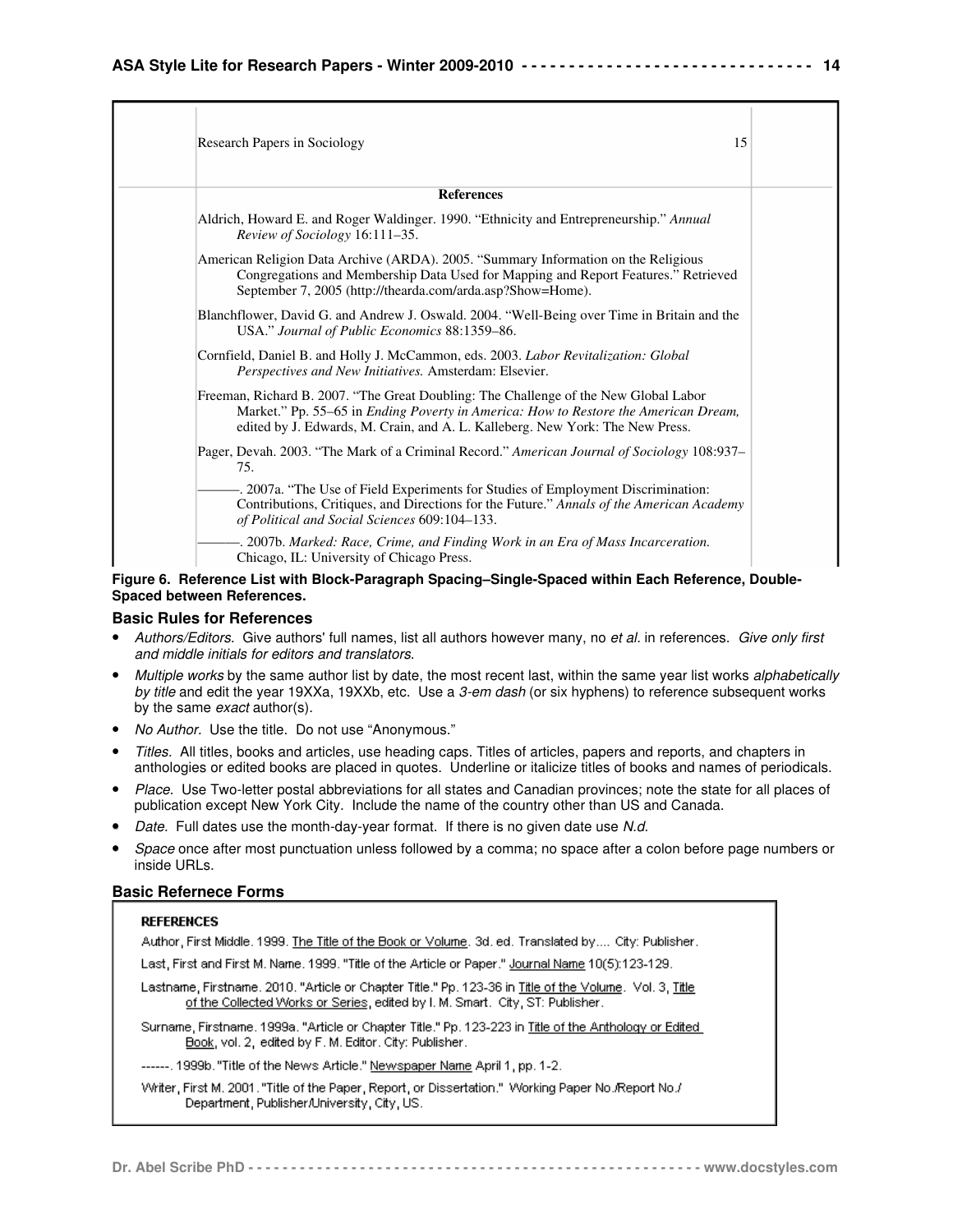Research Papers in Sociology 15

**References**

Aldrich, Howard E. and Roger Waldinger. 1990. "Ethnicity and Entrepreneurship." *Annual Review of Sociology* 16:111–35.

American Religion Data Archive (ARDA). 2005. "Summary Information on the Religious Congregations and Membership Data Used for Mapping and Report Features." Retrieved September 7, 2005 (http://thearda.com/arda.asp?Show=Home).

Blanchflower, David G. and Andrew J. Oswald. 2004. "Well-Being over Time in Britain and the USA." *Journal of Public Economics* 88:1359–86.

Cornfield, Daniel B. and Holly J. McCammon, eds. 2003. *Labor Revitalization: Global Perspectives and New Initiatives.* Amsterdam: Elsevier.

Freeman, Richard B. 2007. "The Great Doubling: The Challenge of the New Global Labor Market." Pp. 55–65 in *Ending Poverty in America: How to Restore the American Dream,* edited by J. Edwards, M. Crain, and A. L. Kalleberg. New York: The New Press.

Pager, Devah. 2003. "The Mark of a Criminal Record." *American Journal of Sociology* 108:937–75.

———. 2007a. "The Use of Field Experiments for Studies of Employment Discrimination: Contributions, Critiques, and Directions for the Future." *Annals of the American Academy of Political and Social Sciences* 609:104–133.

———. 2007b. *Marked: Race, Crime, and Finding Work in an Era of Mass Incarceration.* Chicago, IL: University of Chicago Press.

**Figure 6. Reference List with Block-Paragraph Spacing–Single-Spaced within Each Reference, Double-Spaced between References.**

### Basic Rules for References

- *Authors/Editors.* Give authors' full names, list all authors however many, no *et al.* in references. *Give only first and middle initials for editors and translators.*
- *Multiple works* by the same author list by date, the most recent last, within the same year list works *alphabetically by title* and edit the year 19XXa, 19XXb, etc. Use a *3-em dash* (or six hyphens) to reference subsequent works by the same *exact* author(s).
- *No Author.* Use the title. Do not use "Anonymous."
- *Titles.* All titles, books and articles, use heading caps. Titles of articles, papers and reports, and chapters in anthologies or edited books are placed in quotes. Underline or italicize titles of books and names of periodicals.
- *Place.* Use Two-letter postal abbreviations for all states and Canadian provinces; note the state for all places of publication except New York City. Include the name of the country other than US and Canada.
- *Date.* Full dates use the month-day-year format. If there is no given date use *N.d.*
- *Space* once after most punctuation unless followed by a comma; no space after a colon before page numbers or inside URLs.

### Basic Refernece Forms

**REFERENCES**

Author, First Middle. 1999. The Title of the Book or Volume. 3d. ed. Translated by.... City: Publisher.

Last, First and First M. Name. 1999. "Title of the Article or Paper." Journal Name 10(5):123-129.

Lastname, Firstname. 2010. "Article or Chapter Title." Pp. 123-36 in Title of the Volume. Vol. 3, Title of the Collected Works or Series, edited by I. M. Smart. City, ST: Publisher.

Surname, Firstname. 1999a. "Article or Chapter Title." Pp. 123-223 in Title of the Anthology or Edited Book, vol. 2, edited by F. M. Editor. City: Publisher.

------. 1999b. "Title of the News Article." Newspaper Name April 1, pp. 1-2.

Writer, First M. 2001. "Title of the Paper, Report, or Dissertation." Working Paper No./Report No./ Department, Publisher/University, City, US.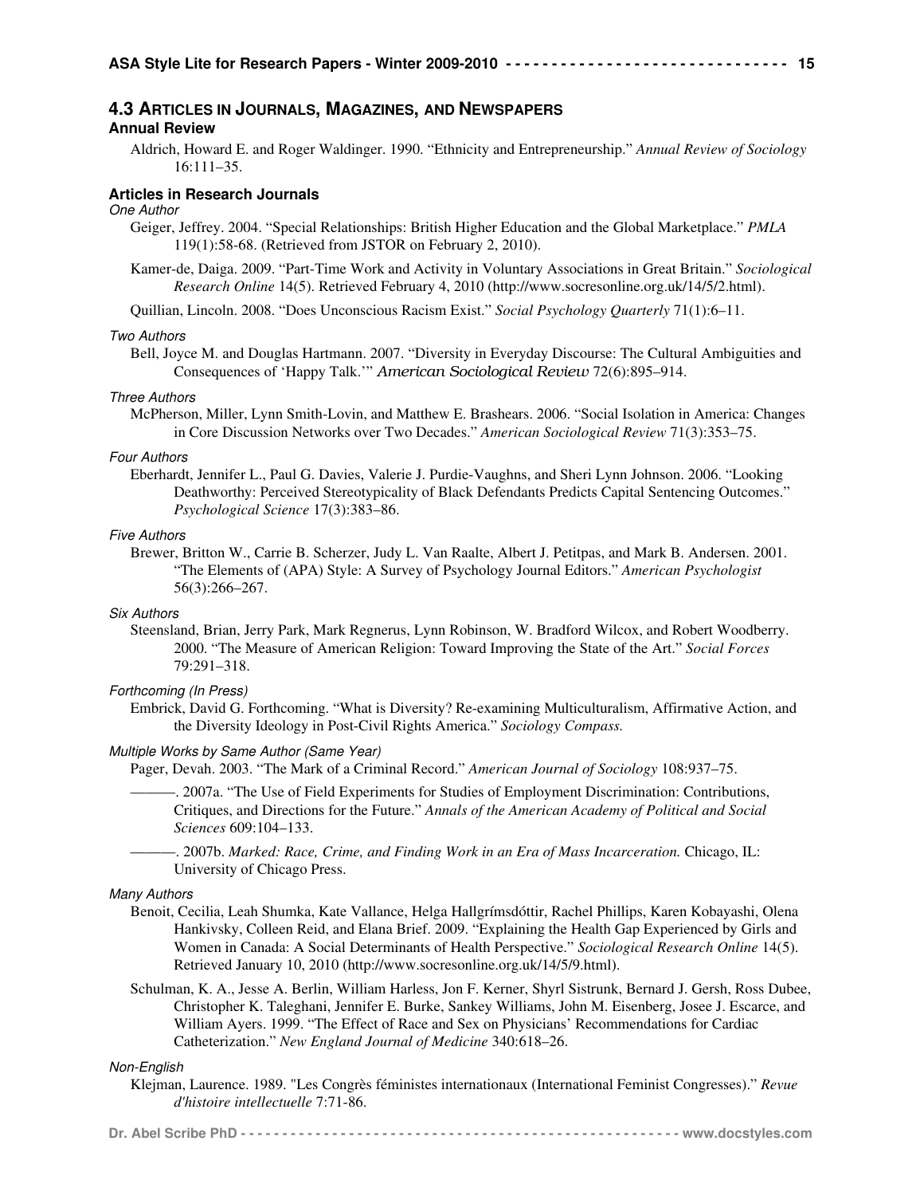## 4.3 Articles in Journals, Magazines, and Newspapers

### Annual Review

Aldrich, Howard E. and Roger Waldinger. 1990. "Ethnicity and Entrepreneurship." *Annual Review of Sociology* 16:111–35.

### Articles in Research Journals

*One Author*

Geiger, Jeffrey. 2004. "Special Relationships: British Higher Education and the Global Marketplace." *PMLA* 119(1):58-68. (Retrieved from JSTOR on February 2, 2010).

Kamer-de, Daiga. 2009. "Part-Time Work and Activity in Voluntary Associations in Great Britain." *Sociological Research Online* 14(5). Retrieved February 4, 2010 (http://www.socresonline.org.uk/14/5/2.html).

Quillian, Lincoln. 2008. "Does Unconscious Racism Exist." *Social Psychology Quarterly* 71(1):6–11.

*Two Authors*

Bell, Joyce M. and Douglas Hartmann. 2007. "Diversity in Everyday Discourse: The Cultural Ambiguities and Consequences of 'Happy Talk.'" *American Sociological Review* 72(6):895–914.

*Three Authors*

McPherson, Miller, Lynn Smith-Lovin, and Matthew E. Brashears. 2006. "Social Isolation in America: Changes in Core Discussion Networks over Two Decades." *American Sociological Review* 71(3):353–75.

*Four Authors*

Eberhardt, Jennifer L., Paul G. Davies, Valerie J. Purdie-Vaughns, and Sheri Lynn Johnson. 2006. "Looking Deathworthy: Perceived Stereotypicality of Black Defendants Predicts Capital Sentencing Outcomes." *Psychological Science* 17(3):383–86.

*Five Authors*

Brewer, Britton W., Carrie B. Scherzer, Judy L. Van Raalte, Albert J. Petitpas, and Mark B. Andersen. 2001. "The Elements of (APA) Style: A Survey of Psychology Journal Editors." *American Psychologist* 56(3):266–267.

*Six Authors*

Steensland, Brian, Jerry Park, Mark Regnerus, Lynn Robinson, W. Bradford Wilcox, and Robert Woodberry. 2000. "The Measure of American Religion: Toward Improving the State of the Art." *Social Forces* 79:291–318.

*Forthcoming (In Press)*

Embrick, David G. Forthcoming. "What is Diversity? Re-examining Multiculturalism, Affirmative Action, and the Diversity Ideology in Post-Civil Rights America." *Sociology Compass.*

*Multiple Works by Same Author (Same Year)*

Pager, Devah. 2003. "The Mark of a Criminal Record." *American Journal of Sociology* 108:937–75.

———. 2007a. "The Use of Field Experiments for Studies of Employment Discrimination: Contributions, Critiques, and Directions for the Future." *Annals of the American Academy of Political and Social Sciences* 609:104–133.

———. 2007b. *Marked: Race, Crime, and Finding Work in an Era of Mass Incarceration.* Chicago, IL: University of Chicago Press.

*Many Authors*

Benoit, Cecilia, Leah Shumka, Kate Vallance, Helga Hallgrímsdóttir, Rachel Phillips, Karen Kobayashi, Olena Hankivsky, Colleen Reid, and Elana Brief. 2009. "Explaining the Health Gap Experienced by Girls and Women in Canada: A Social Determinants of Health Perspective." *Sociological Research Online* 14(5). Retrieved January 10, 2010 (http://www.socresonline.org.uk/14/5/9.html).

Schulman, K. A., Jesse A. Berlin, William Harless, Jon F. Kerner, Shyrl Sistrunk, Bernard J. Gersh, Ross Dubee, Christopher K. Taleghani, Jennifer E. Burke, Sankey Williams, John M. Eisenberg, Josee J. Escarce, and William Ayers. 1999. "The Effect of Race and Sex on Physicians' Recommendations for Cardiac Catheterization." *New England Journal of Medicine* 340:618–26.

*Non-English*

Klejman, Laurence. 1989. "Les Congrès féministes internationaux (International Feminist Congresses)." *Revue d'histoire intellectuelle* 7:71-86.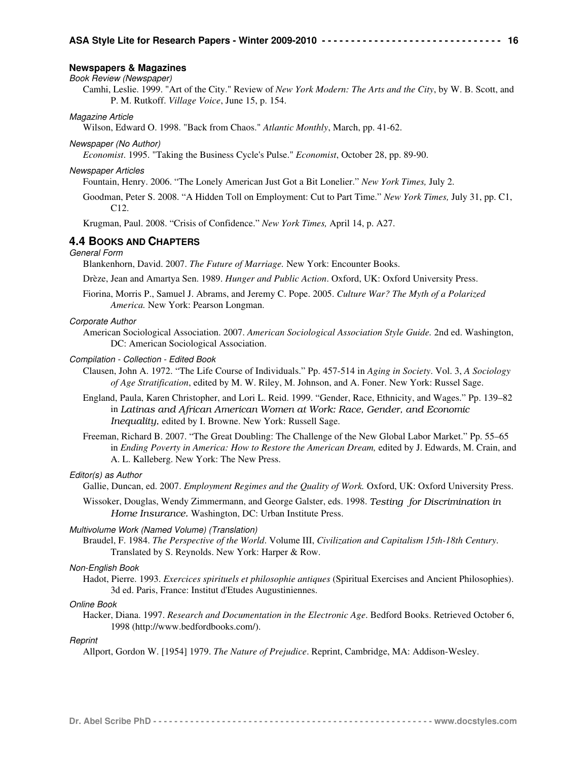### Newspapers & Magazines

*Book Review (Newspaper)*

Camhi, Leslie. 1999. "Art of the City." Review of *New York Modern: The Arts and the City*, by W. B. Scott, and P. M. Rutkoff. *Village Voice*, June 15, p. 154.

*Magazine Article*

Wilson, Edward O. 1998. "Back from Chaos." *Atlantic Monthly*, March, pp. 41-62.

*Newspaper (No Author)*

*Economist*. 1995. "Taking the Business Cycle's Pulse." *Economist*, October 28, pp. 89-90.

*Newspaper Articles*

Fountain, Henry. 2006. “The Lonely American Just Got a Bit Lonelier.” *New York Times,* July 2.

Goodman, Peter S. 2008. “A Hidden Toll on Employment: Cut to Part Time.” *New York Times,* July 31, pp. C1, C12.

Krugman, Paul. 2008. “Crisis of Confidence.” *New York Times,* April 14, p. A27.

## 4.4 Books and Chapters

*General Form*

Blankenhorn, David. 2007. *The Future of Marriage.* New York: Encounter Books.

Drèze, Jean and Amartya Sen. 1989. *Hunger and Public Action*. Oxford, UK: Oxford University Press.

Fiorina, Morris P., Samuel J. Abrams, and Jeremy C. Pope. 2005. *Culture War? The Myth of a Polarized America.* New York: Pearson Longman.

*Corporate Author*

American Sociological Association. 2007. *American Sociological Association Style Guide.* 2nd ed. Washington, DC: American Sociological Association.

*Compilation - Collection - Edited Book*

Clausen, John A. 1972. “The Life Course of Individuals.” Pp. 457-514 in *Aging in Society*. Vol. 3, *A Sociology of Age Stratification*, edited by M. W. Riley, M. Johnson, and A. Foner. New York: Russel Sage.

England, Paula, Karen Christopher, and Lori L. Reid. 1999. “Gender, Race, Ethnicity, and Wages.” Pp. 139–82 in *Latinas and African American Women at Work: Race, Gender, and Economic Inequality,* edited by I. Browne. New York: Russell Sage.

Freeman, Richard B. 2007. “The Great Doubling: The Challenge of the New Global Labor Market.” Pp. 55–65 in *Ending Poverty in America: How to Restore the American Dream,* edited by J. Edwards, M. Crain, and A. L. Kalleberg. New York: The New Press.

*Editor(s) as Author*

Gallie, Duncan, ed. 2007. *Employment Regimes and the Quality of Work.* Oxford, UK: Oxford University Press.

Wissoker, Douglas, Wendy Zimmermann, and George Galster, eds. 1998. *Testing for Discrimination in Home Insurance.* Washington, DC: Urban Institute Press.

*Multivolume Work (Named Volume) (Translation)*

Braudel, F. 1984. *The Perspective of the World*. Volume III, *Civilization and Capitalism 15th-18th Century*. Translated by S. Reynolds. New York: Harper & Row.

*Non-English Book*

Hadot, Pierre. 1993. *Exercices spirituels et philosophie antiques* (Spiritual Exercises and Ancient Philosophies). 3d ed. Paris, France: Institut d'Etudes Augustiniennes.

*Online Book*

Hacker, Diana. 1997. *Research and Documentation in the Electronic Age*. Bedford Books. Retrieved October 6, 1998 (http://www.bedfordbooks.com/).

*Reprint*

Allport, Gordon W. [1954] 1979. *The Nature of Prejudice*. Reprint, Cambridge, MA: Addison-Wesley.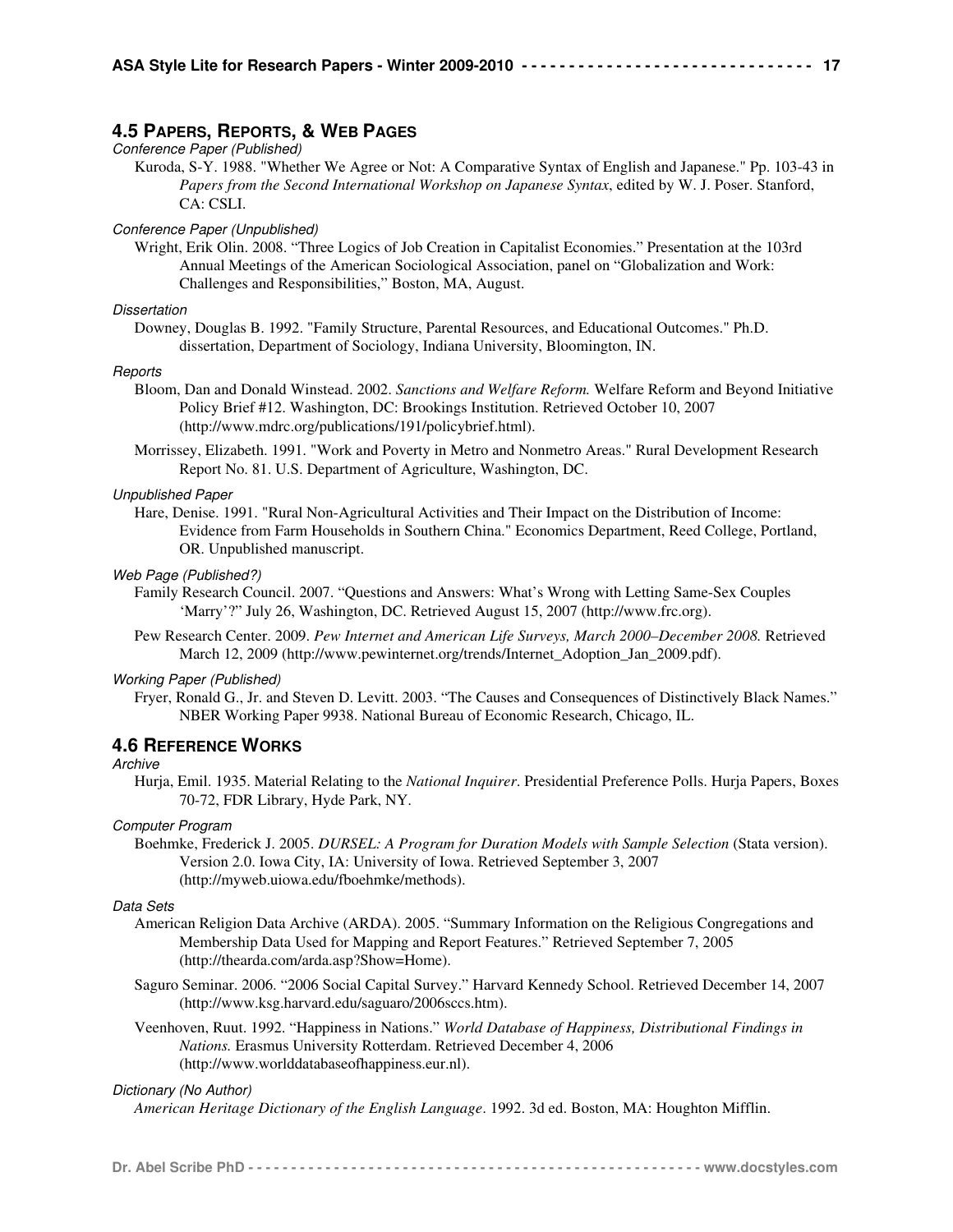## 4.5 Papers, Reports, & Web Pages

*Conference Paper (Published)*

Kuroda, S-Y. 1988. "Whether We Agree or Not: A Comparative Syntax of English and Japanese." Pp. 103-43 in *Papers from the Second International Workshop on Japanese Syntax*, edited by W. J. Poser. Stanford, CA: CSLI.

*Conference Paper (Unpublished)*

Wright, Erik Olin. 2008. "Three Logics of Job Creation in Capitalist Economies." Presentation at the 103rd Annual Meetings of the American Sociological Association, panel on "Globalization and Work: Challenges and Responsibilities," Boston, MA, August.

*Dissertation*

Downey, Douglas B. 1992. "Family Structure, Parental Resources, and Educational Outcomes." Ph.D. dissertation, Department of Sociology, Indiana University, Bloomington, IN.

*Reports*

Bloom, Dan and Donald Winstead. 2002. *Sanctions and Welfare Reform.* Welfare Reform and Beyond Initiative Policy Brief #12. Washington, DC: Brookings Institution. Retrieved October 10, 2007 (http://www.mdrc.org/publications/191/policybrief.html).

Morrissey, Elizabeth. 1991. "Work and Poverty in Metro and Nonmetro Areas." Rural Development Research Report No. 81. U.S. Department of Agriculture, Washington, DC.

*Unpublished Paper*

Hare, Denise. 1991. "Rural Non-Agricultural Activities and Their Impact on the Distribution of Income: Evidence from Farm Households in Southern China." Economics Department, Reed College, Portland, OR. Unpublished manuscript.

*Web Page (Published?)*

Family Research Council. 2007. "Questions and Answers: What's Wrong with Letting Same-Sex Couples 'Marry'?" July 26, Washington, DC. Retrieved August 15, 2007 (http://www.frc.org).

Pew Research Center. 2009. *Pew Internet and American Life Surveys, March 2000–December 2008.* Retrieved March 12, 2009 (http://www.pewinternet.org/trends/Internet_Adoption_Jan_2009.pdf).

*Working Paper (Published)*

Fryer, Ronald G., Jr. and Steven D. Levitt. 2003. "The Causes and Consequences of Distinctively Black Names." NBER Working Paper 9938. National Bureau of Economic Research, Chicago, IL.

## 4.6 Reference Works

*Archive*

Hurja, Emil. 1935. Material Relating to the *National Inquirer*. Presidential Preference Polls. Hurja Papers, Boxes 70-72, FDR Library, Hyde Park, NY.

*Computer Program*

Boehmke, Frederick J. 2005. *DURSEL: A Program for Duration Models with Sample Selection* (Stata version). Version 2.0. Iowa City, IA: University of Iowa. Retrieved September 3, 2007 (http://myweb.uiowa.edu/fboehmke/methods).

*Data Sets*

American Religion Data Archive (ARDA). 2005. "Summary Information on the Religious Congregations and Membership Data Used for Mapping and Report Features." Retrieved September 7, 2005 (http://thearda.com/arda.asp?Show=Home).

Saguro Seminar. 2006. "2006 Social Capital Survey." Harvard Kennedy School. Retrieved December 14, 2007 (http://www.ksg.harvard.edu/saguaro/2006sccs.htm).

Veenhoven, Ruut. 1992. "Happiness in Nations." *World Database of Happiness, Distributional Findings in Nations.* Erasmus University Rotterdam. Retrieved December 4, 2006 (http://www.worlddatabaseofhappiness.eur.nl).

*Dictionary (No Author)*

*American Heritage Dictionary of the English Language*. 1992. 3d ed. Boston, MA: Houghton Mifflin.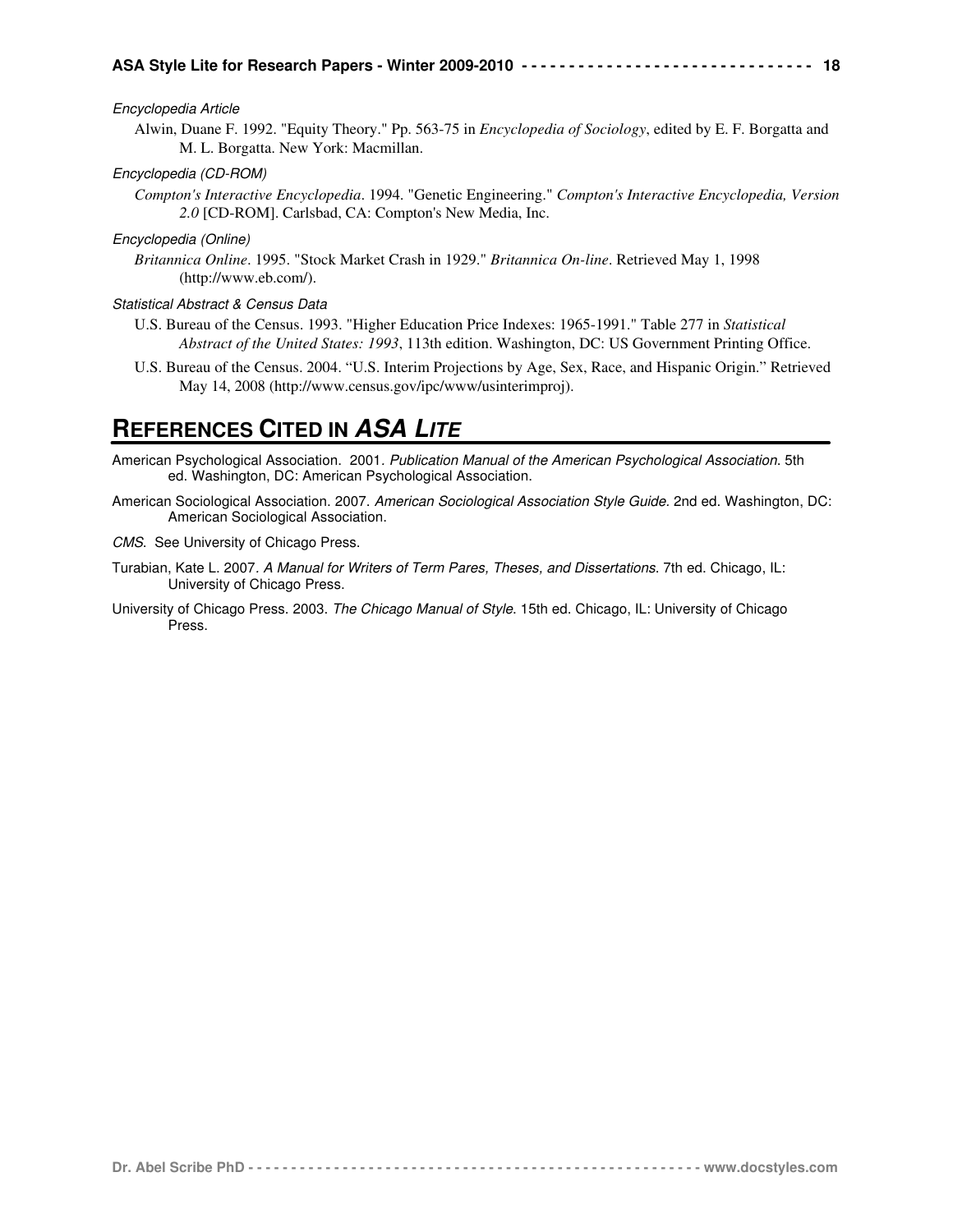*Encyclopedia Article*

Alwin, Duane F. 1992. "Equity Theory." Pp. 563-75 in *Encyclopedia of Sociology*, edited by E. F. Borgatta and M. L. Borgatta. New York: Macmillan.

*Encyclopedia (CD-ROM)*

*Compton's Interactive Encyclopedia*. 1994. "Genetic Engineering." *Compton's Interactive Encyclopedia, Version 2.0* [CD-ROM]. Carlsbad, CA: Compton's New Media, Inc.

*Encyclopedia (Online)*

*Britannica Online*. 1995. "Stock Market Crash in 1929." *Britannica On-line*. Retrieved May 1, 1998 (http://www.eb.com/).

*Statistical Abstract & Census Data*

U.S. Bureau of the Census. 1993. "Higher Education Price Indexes: 1965-1991." Table 277 in *Statistical Abstract of the United States: 1993*, 113th edition. Washington, DC: US Government Printing Office.

U.S. Bureau of the Census. 2004. "U.S. Interim Projections by Age, Sex, Race, and Hispanic Origin." Retrieved May 14, 2008 (http://www.census.gov/ipc/www/usinterimproj).

# REFERENCES CITED IN *ASA LITE*

American Psychological Association. 2001. *Publication Manual of the American Psychological Association*. 5th ed. Washington, DC: American Psychological Association.

American Sociological Association. 2007. *American Sociological Association Style Guide.* 2nd ed. Washington, DC: American Sociological Association.

*CMS*. See University of Chicago Press.

Turabian, Kate L. 2007. *A Manual for Writers of Term Pares, Theses, and Dissertations.* 7th ed. Chicago, IL: University of Chicago Press.

University of Chicago Press. 2003. *The Chicago Manual of Style*. 15th ed. Chicago, IL: University of Chicago Press.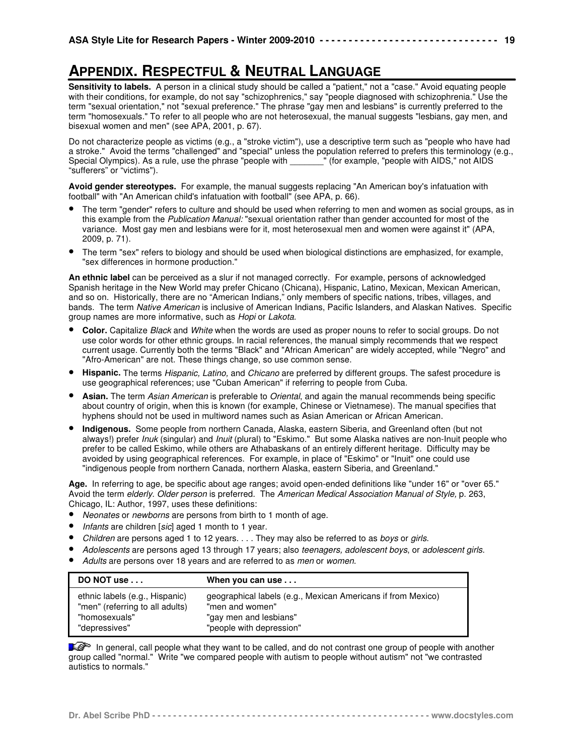# APPENDIX. RESPECTFUL & NEUTRAL LANGUAGE

**Sensitivity to labels.** A person in a clinical study should be called a "patient," not a "case." Avoid equating people with their conditions, for example, do not say "schizophrenics," say "people diagnosed with schizophrenia." Use the term "sexual orientation," not "sexual preference." The phrase "gay men and lesbians" is currently preferred to the term "homosexuals." To refer to all people who are not heterosexual, the manual suggests "lesbians, gay men, and bisexual women and men" (see APA, 2001, p. 67).

Do not characterize people as victims (e.g., a "stroke victim"), use a descriptive term such as "people who have had a stroke." Avoid the terms "challenged" and "special" unless the population referred to prefers this terminology (e.g., Special Olympics). As a rule, use the phrase "people with _______" (for example, "people with AIDS," not AIDS “sufferers” or “victims”).

**Avoid gender stereotypes.** For example, the manual suggests replacing "An American boy's infatuation with football" with "An American child's infatuation with football" (see APA, p. 66).

- The term "gender" refers to culture and should be used when referring to men and women as social groups, as in this example from the *Publication Manual:* "sexual orientation rather than gender accounted for most of the variance. Most gay men and lesbians were for it, most heterosexual men and women were against it" (APA, 2009, p. 71).
- The term "sex" refers to biology and should be used when biological distinctions are emphasized, for example, "sex differences in hormone production."

**An ethnic label** can be perceived as a slur if not managed correctly. For example, persons of acknowledged Spanish heritage in the New World may prefer Chicano (Chicana), Hispanic, Latino, Mexican, Mexican American, and so on. Historically, there are no “American Indians,” only members of specific nations, tribes, villages, and bands. The term *Native American* is inclusive of American Indians, Pacific Islanders, and Alaskan Natives. Specific group names are more informative, such as *Hopi* or *Lakota*.

- **Color.** Capitalize *Black* and *White* when the words are used as proper nouns to refer to social groups. Do not use color words for other ethnic groups. In racial references, the manual simply recommends that we respect current usage. Currently both the terms "Black" and "African American" are widely accepted, while "Negro" and "Afro-American" are not. These things change, so use common sense.
- **Hispanic.** The terms *Hispanic, Latino,* and *Chicano* are preferred by different groups. The safest procedure is use geographical references; use "Cuban American" if referring to people from Cuba.
- **Asian.** The term *Asian American* is preferable to *Oriental*, and again the manual recommends being specific about country of origin, when this is known (for example, Chinese or Vietnamese). The manual specifies that hyphens should not be used in multiword names such as Asian American or African American.
- **Indigenous.** Some people from northern Canada, Alaska, eastern Siberia, and Greenland often (but not always!) prefer *Inuk* (singular) and *Inuit* (plural) to "Eskimo." But some Alaska natives are non-Inuit people who prefer to be called Eskimo, while others are Athabaskans of an entirely different heritage. Difficulty may be avoided by using geographical references. For example, in place of "Eskimo" or "Inuit" one could use "indigenous people from northern Canada, northern Alaska, eastern Siberia, and Greenland."

**Age.** In referring to age, be specific about age ranges; avoid open-ended definitions like "under 16" or "over 65." Avoid the term *elderly. Older person* is preferred. The *American Medical Association Manual of Style,* p. 263, Chicago, IL: Author, 1997, uses these definitions:

- *Neonates* or *newborns* are persons from birth to 1 month of age.
- *Infants* are children [*sic*] aged 1 month to 1 year.
- *Children* are persons aged 1 to 12 years. . . . They may also be referred to as *boys* or *girls.*
- *Adolescents* are persons aged 13 through 17 years; also *teenagers, adolescent boys*, or *adolescent girls*.
- *Adults* are persons over 18 years and are referred to as *men* or *women*.

| DO NOT use . . . | When you can use . . . |
|---|---|
| ethnic labels (e.g., Hispanic) | geographical labels (e.g., Mexican Americans if from Mexico) |
| "men" (referring to all adults) | "men and women" |
| "homosexuals" | "gay men and lesbians" |
| "depressives" | "people with depression" |

In general, call people what they want to be called, and do not contrast one group of people with another group called "normal." Write "we compared people with autism to people without autism" not "we contrasted autistics to normals."